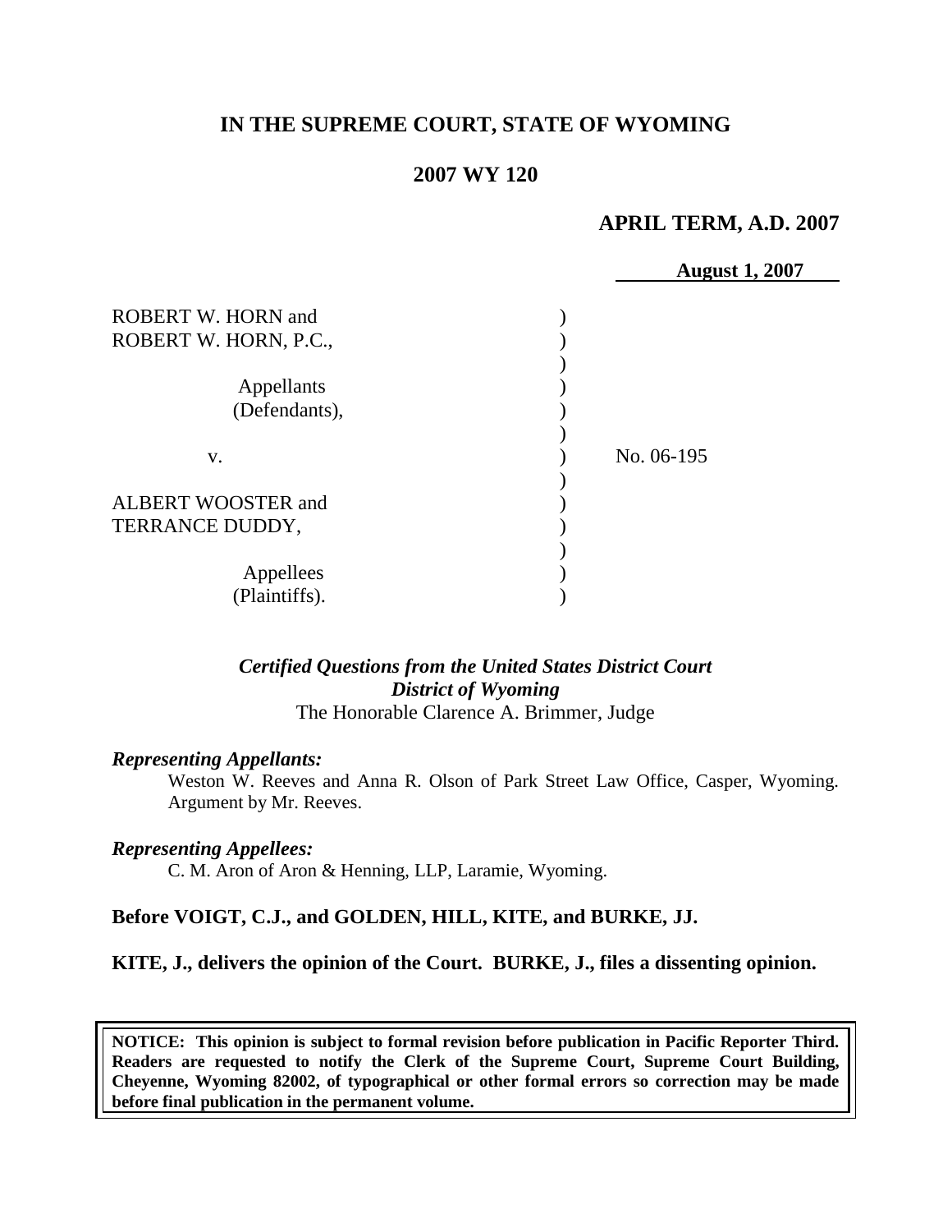# IN THE SUPREME COURT, STATE OF WYOMING

## 2007 WY 120

### APRIL TERM, A.D. 2007

**August 1, 2007**

| | | |
|---|---|---|
| ROBERT W. HORN and ROBERT W. HORN, P.C., | ) | |
| Appellants (Defendants), | ) | |
| v. | ) | No. 06-195 |
| ALBERT WOOSTER and TERRANCE DUDDY, | ) | |
| Appellees (Plaintiffs). | ) | |

*Certified Questions from the United States District Court*
*District of Wyoming*
The Honorable Clarence A. Brimmer, Judge

***Representing Appellants:***

Weston W. Reeves and Anna R. Olson of Park Street Law Office, Casper, Wyoming. Argument by Mr. Reeves.

***Representing Appellees:***

C. M. Aron of Aron & Henning, LLP, Laramie, Wyoming.

**Before VOIGT, C.J., and GOLDEN, HILL, KITE, and BURKE, JJ.**

**KITE, J., delivers the opinion of the Court. BURKE, J., files a dissenting opinion.**

**NOTICE: This opinion is subject to formal revision before publication in Pacific Reporter Third. Readers are requested to notify the Clerk of the Supreme Court, Supreme Court Building, Cheyenne, Wyoming 82002, of typographical or other formal errors so correction may be made before final publication in the permanent volume.**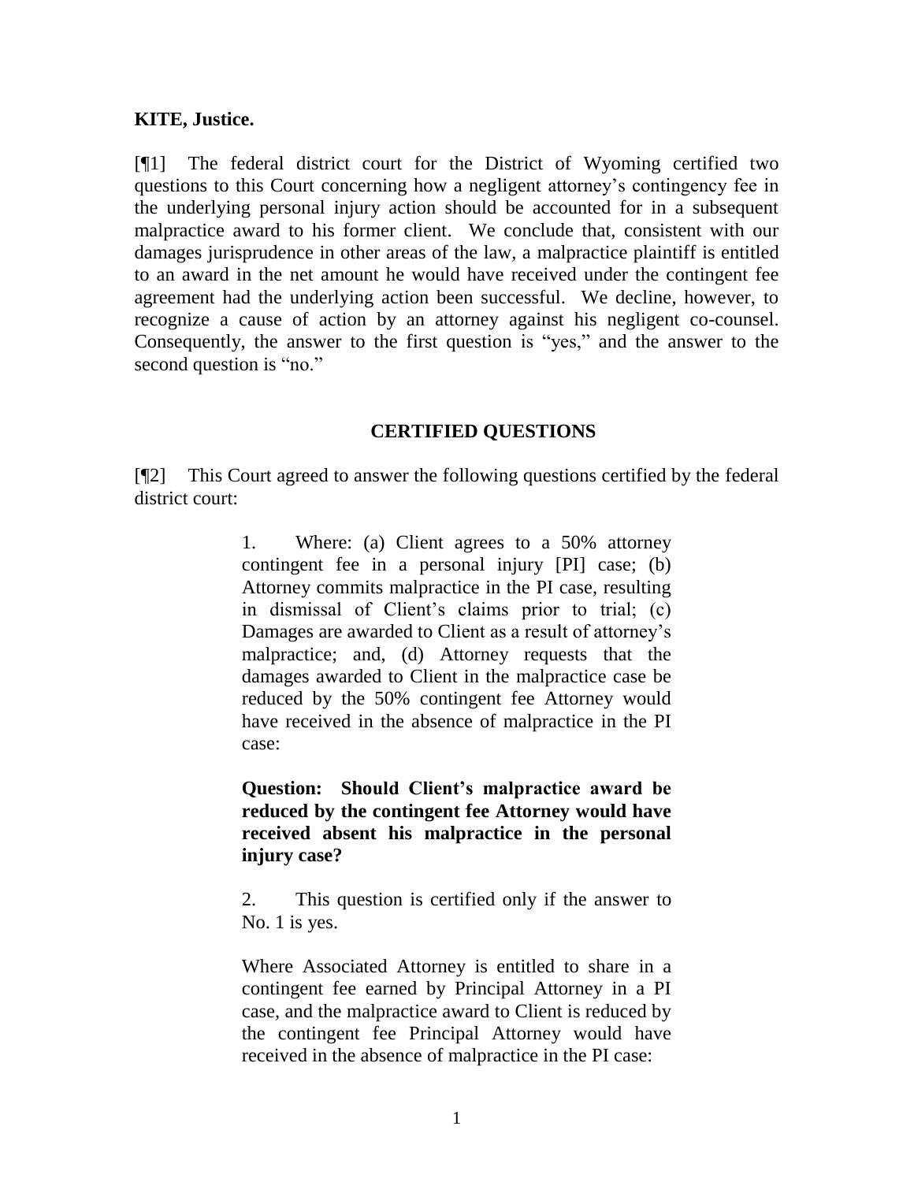**KITE, Justice.**

[¶1] The federal district court for the District of Wyoming certified two questions to this Court concerning how a negligent attorney's contingency fee in the underlying personal injury action should be accounted for in a subsequent malpractice award to his former client. We conclude that, consistent with our damages jurisprudence in other areas of the law, a malpractice plaintiff is entitled to an award in the net amount he would have received under the contingent fee agreement had the underlying action been successful. We decline, however, to recognize a cause of action by an attorney against his negligent co-counsel. Consequently, the answer to the first question is "yes," and the answer to the second question is "no."

## CERTIFIED QUESTIONS

[¶2] This Court agreed to answer the following questions certified by the federal district court:

> 1. Where: (a) Client agrees to a 50% attorney contingent fee in a personal injury [PI] case; (b) Attorney commits malpractice in the PI case, resulting in dismissal of Client's claims prior to trial; (c) Damages are awarded to Client as a result of attorney's malpractice; and, (d) Attorney requests that the damages awarded to Client in the malpractice case be reduced by the 50% contingent fee Attorney would have received in the absence of malpractice in the PI case:
>
> **Question: Should Client's malpractice award be reduced by the contingent fee Attorney would have received absent his malpractice in the personal injury case?**
>
> 2. This question is certified only if the answer to No. 1 is yes.
>
> Where Associated Attorney is entitled to share in a contingent fee earned by Principal Attorney in a PI case, and the malpractice award to Client is reduced by the contingent fee Principal Attorney would have received in the absence of malpractice in the PI case: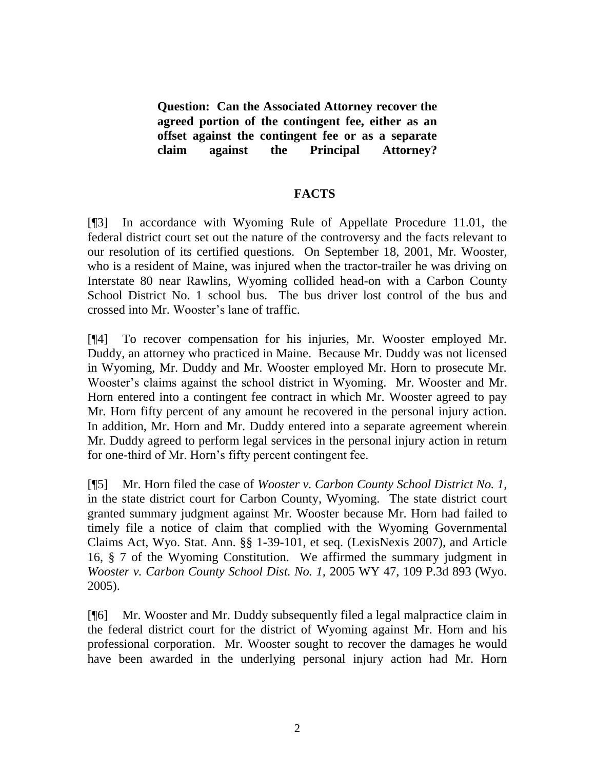**Question: Can the Associated Attorney recover the agreed portion of the contingent fee, either as an offset against the contingent fee or as a separate claim against the Principal Attorney?**

## FACTS

[¶3] In accordance with Wyoming Rule of Appellate Procedure 11.01, the federal district court set out the nature of the controversy and the facts relevant to our resolution of its certified questions. On September 18, 2001, Mr. Wooster, who is a resident of Maine, was injured when the tractor-trailer he was driving on Interstate 80 near Rawlins, Wyoming collided head-on with a Carbon County School District No. 1 school bus. The bus driver lost control of the bus and crossed into Mr. Wooster's lane of traffic.

[¶4] To recover compensation for his injuries, Mr. Wooster employed Mr. Duddy, an attorney who practiced in Maine. Because Mr. Duddy was not licensed in Wyoming, Mr. Duddy and Mr. Wooster employed Mr. Horn to prosecute Mr. Wooster's claims against the school district in Wyoming. Mr. Wooster and Mr. Horn entered into a contingent fee contract in which Mr. Wooster agreed to pay Mr. Horn fifty percent of any amount he recovered in the personal injury action. In addition, Mr. Horn and Mr. Duddy entered into a separate agreement wherein Mr. Duddy agreed to perform legal services in the personal injury action in return for one-third of Mr. Horn's fifty percent contingent fee.

[¶5] Mr. Horn filed the case of *Wooster v. Carbon County School District No. 1*, in the state district court for Carbon County, Wyoming. The state district court granted summary judgment against Mr. Wooster because Mr. Horn had failed to timely file a notice of claim that complied with the Wyoming Governmental Claims Act, Wyo. Stat. Ann. §§ 1-39-101, et seq. (LexisNexis 2007), and Article 16, § 7 of the Wyoming Constitution. We affirmed the summary judgment in *Wooster v. Carbon County School Dist. No. 1*, 2005 WY 47, 109 P.3d 893 (Wyo. 2005).

[¶6] Mr. Wooster and Mr. Duddy subsequently filed a legal malpractice claim in the federal district court for the district of Wyoming against Mr. Horn and his professional corporation. Mr. Wooster sought to recover the damages he would have been awarded in the underlying personal injury action had Mr. Horn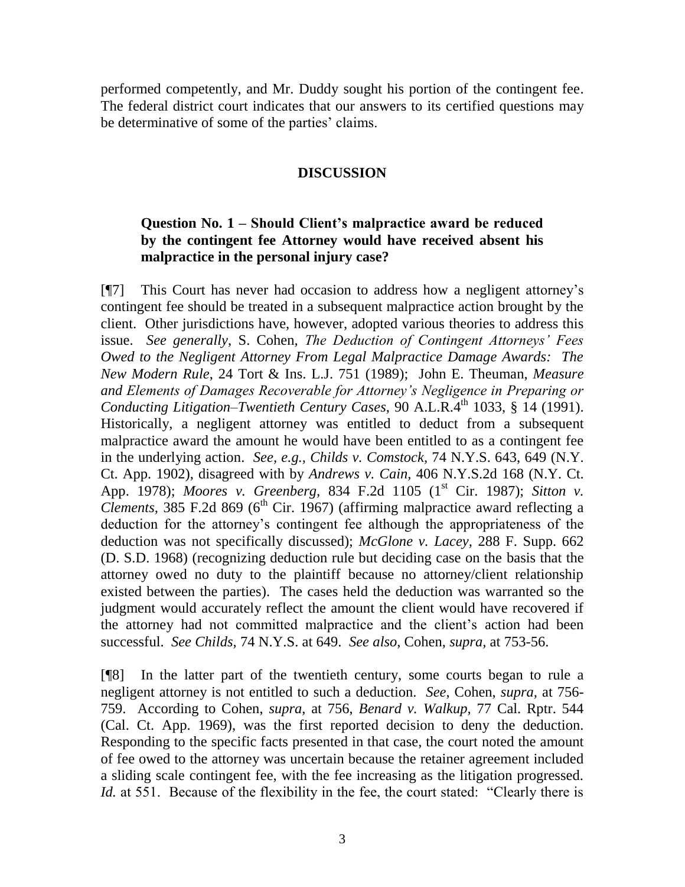performed competently, and Mr. Duddy sought his portion of the contingent fee. The federal district court indicates that our answers to its certified questions may be determinative of some of the parties' claims.

## DISCUSSION

### Question No. 1 – Should Client's malpractice award be reduced by the contingent fee Attorney would have received absent his malpractice in the personal injury case?

[¶7] This Court has never had occasion to address how a negligent attorney's contingent fee should be treated in a subsequent malpractice action brought by the client. Other jurisdictions have, however, adopted various theories to address this issue. *See generally*, S. Cohen, *The Deduction of Contingent Attorneys' Fees Owed to the Negligent Attorney From Legal Malpractice Damage Awards: The New Modern Rule*, 24 Tort & Ins. L.J. 751 (1989); John E. Theuman, *Measure and Elements of Damages Recoverable for Attorney's Negligence in Preparing or Conducting Litigation–Twentieth Century Cases*, 90 A.L.R.4th 1033, § 14 (1991). Historically, a negligent attorney was entitled to deduct from a subsequent malpractice award the amount he would have been entitled to as a contingent fee in the underlying action. *See, e.g., Childs v. Comstock,* 74 N.Y.S. 643, 649 (N.Y. Ct. App. 1902), disagreed with by *Andrews v. Cain,* 406 N.Y.S.2d 168 (N.Y. Ct. App. 1978); *Moores v. Greenberg*, 834 F.2d 1105 (1st Cir. 1987); *Sitton v. Clements*, 385 F.2d 869 (6th Cir. 1967) (affirming malpractice award reflecting a deduction for the attorney's contingent fee although the appropriateness of the deduction was not specifically discussed); *McGlone v. Lacey*, 288 F. Supp. 662 (D. S.D. 1968) (recognizing deduction rule but deciding case on the basis that the attorney owed no duty to the plaintiff because no attorney/client relationship existed between the parties). The cases held the deduction was warranted so the judgment would accurately reflect the amount the client would have recovered if the attorney had not committed malpractice and the client's action had been successful. *See Childs,* 74 N.Y.S. at 649. *See also,* Cohen, *supra,* at 753-56.

[¶8] In the latter part of the twentieth century, some courts began to rule a negligent attorney is not entitled to such a deduction. *See*, Cohen, *supra*, at 756-759. According to Cohen, *supra*, at 756, *Benard v. Walkup*, 77 Cal. Rptr. 544 (Cal. Ct. App. 1969), was the first reported decision to deny the deduction. Responding to the specific facts presented in that case, the court noted the amount of fee owed to the attorney was uncertain because the retainer agreement included a sliding scale contingent fee, with the fee increasing as the litigation progressed. *Id.* at 551. Because of the flexibility in the fee, the court stated: "Clearly there is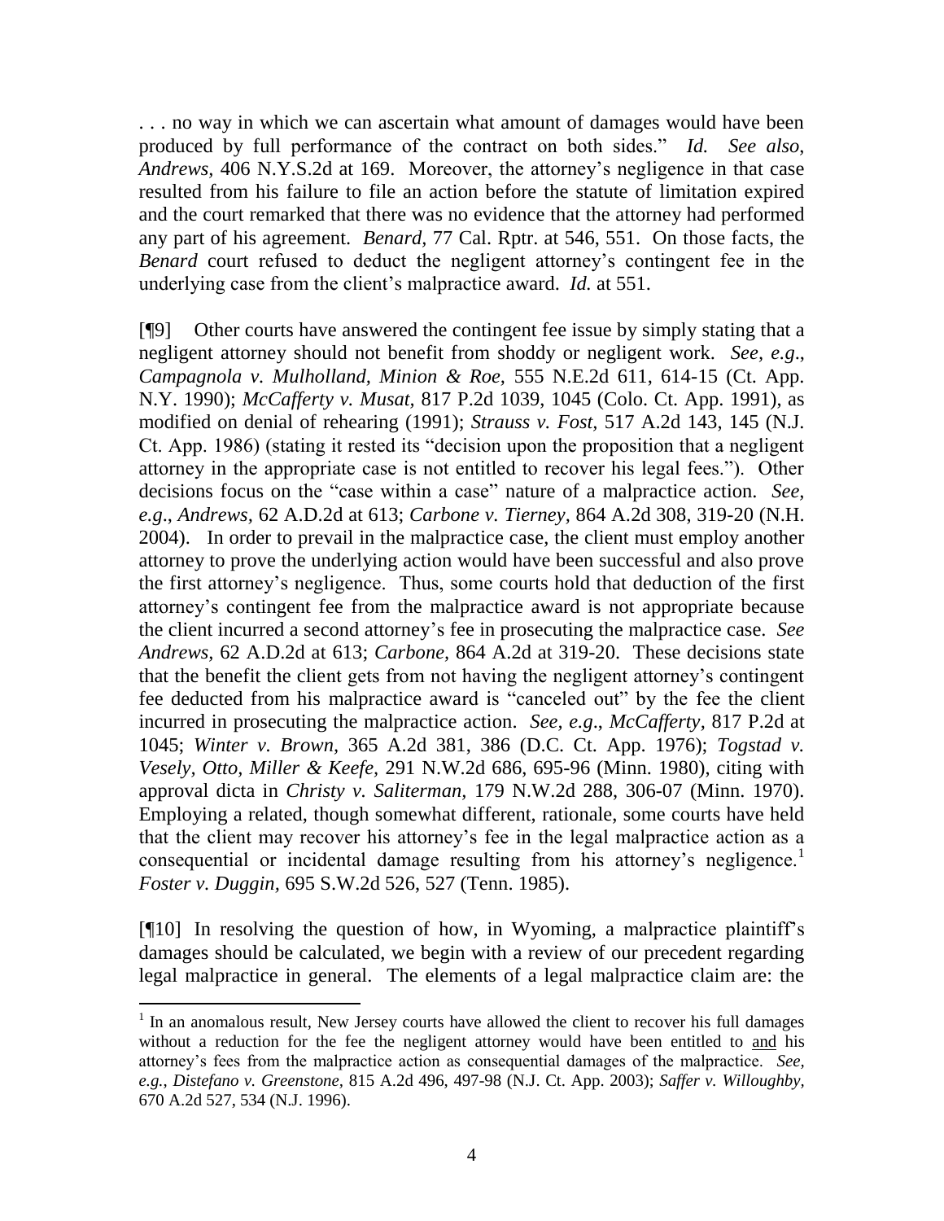. . . no way in which we can ascertain what amount of damages would have been produced by full performance of the contract on both sides." *Id. See also*, *Andrews,* 406 N.Y.S.2d at 169. Moreover, the attorney's negligence in that case resulted from his failure to file an action before the statute of limitation expired and the court remarked that there was no evidence that the attorney had performed any part of his agreement. *Benard,* 77 Cal. Rptr. at 546, 551. On those facts, the *Benard* court refused to deduct the negligent attorney's contingent fee in the underlying case from the client's malpractice award. *Id.* at 551.

[¶9] Other courts have answered the contingent fee issue by simply stating that a negligent attorney should not benefit from shoddy or negligent work. *See, e.g*., *Campagnola v. Mulholland, Minion & Roe,* 555 N.E.2d 611, 614-15 (Ct. App. N.Y. 1990); *McCafferty v. Musat,* 817 P.2d 1039, 1045 (Colo. Ct. App. 1991), as modified on denial of rehearing (1991); *Strauss v. Fost*, 517 A.2d 143, 145 (N.J. Ct. App. 1986) (stating it rested its "decision upon the proposition that a negligent attorney in the appropriate case is not entitled to recover his legal fees."). Other decisions focus on the "case within a case" nature of a malpractice action. *See, e.g*., *Andrews,* 62 A.D.2d at 613; *Carbone v. Tierney,* 864 A.2d 308, 319-20 (N.H. 2004). In order to prevail in the malpractice case, the client must employ another attorney to prove the underlying action would have been successful and also prove the first attorney's negligence. Thus, some courts hold that deduction of the first attorney's contingent fee from the malpractice award is not appropriate because the client incurred a second attorney's fee in prosecuting the malpractice case. *See Andrews,* 62 A.D.2d at 613; *Carbone*, 864 A.2d at 319-20. These decisions state that the benefit the client gets from not having the negligent attorney's contingent fee deducted from his malpractice award is "canceled out" by the fee the client incurred in prosecuting the malpractice action. *See, e.g*., *McCafferty,* 817 P.2d at 1045; *Winter v. Brown,* 365 A.2d 381, 386 (D.C. Ct. App. 1976); *Togstad v. Vesely, Otto, Miller & Keefe,* 291 N.W.2d 686, 695-96 (Minn. 1980), citing with approval dicta in *Christy v. Saliterman,* 179 N.W.2d 288, 306-07 (Minn. 1970). Employing a related, though somewhat different, rationale, some courts have held that the client may recover his attorney's fee in the legal malpractice action as a consequential or incidental damage resulting from his attorney's negligence.[1] *Foster v. Duggin,* 695 S.W.2d 526, 527 (Tenn. 1985).

[¶10] In resolving the question of how, in Wyoming, a malpractice plaintiff's damages should be calculated, we begin with a review of our precedent regarding legal malpractice in general. The elements of a legal malpractice claim are: the

---

[1] In an anomalous result, New Jersey courts have allowed the client to recover his full damages without a reduction for the fee the negligent attorney would have been entitled to <u>and</u> his attorney's fees from the malpractice action as consequential damages of the malpractice. *See, e.g., Distefano v. Greenstone,* 815 A.2d 496, 497-98 (N.J. Ct. App. 2003); *Saffer v. Willoughby,* 670 A.2d 527, 534 (N.J. 1996).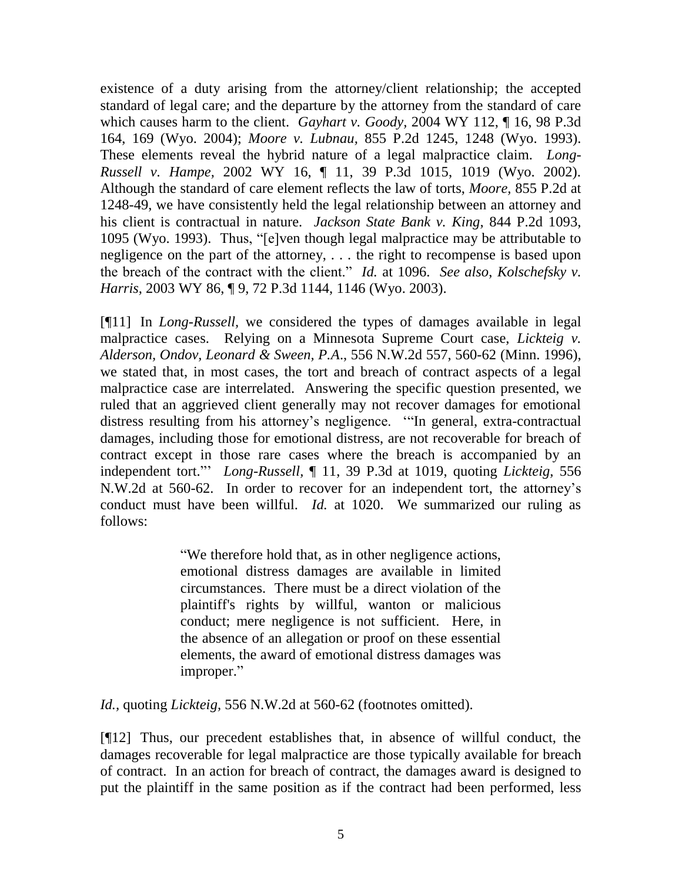existence of a duty arising from the attorney/client relationship; the accepted standard of legal care; and the departure by the attorney from the standard of care which causes harm to the client. *Gayhart v. Goody*, 2004 WY 112, ¶ 16, 98 P.3d 164, 169 (Wyo. 2004); *Moore v. Lubnau*, 855 P.2d 1245, 1248 (Wyo. 1993). These elements reveal the hybrid nature of a legal malpractice claim. *Long-Russell v. Hampe,* 2002 WY 16, ¶ 11, 39 P.3d 1015, 1019 (Wyo. 2002). Although the standard of care element reflects the law of torts, *Moore,* 855 P.2d at 1248-49, we have consistently held the legal relationship between an attorney and his client is contractual in nature. *Jackson State Bank v. King*, 844 P.2d 1093, 1095 (Wyo. 1993). Thus, "[e]ven though legal malpractice may be attributable to negligence on the part of the attorney, . . . the right to recompense is based upon the breach of the contract with the client." *Id.* at 1096. *See also*, *Kolschefsky v. Harris,* 2003 WY 86, ¶ 9, 72 P.3d 1144, 1146 (Wyo. 2003).

[¶11] In *Long-Russell,* we considered the types of damages available in legal malpractice cases. Relying on a Minnesota Supreme Court case, *Lickteig v. Alderson, Ondov, Leonard & Sween, P.A*., 556 N.W.2d 557, 560-62 (Minn. 1996), we stated that, in most cases, the tort and breach of contract aspects of a legal malpractice case are interrelated. Answering the specific question presented, we ruled that an aggrieved client generally may not recover damages for emotional distress resulting from his attorney's negligence. '"In general, extra-contractual damages, including those for emotional distress, are not recoverable for breach of contract except in those rare cases where the breach is accompanied by an independent tort."' *Long-Russell,* ¶ 11, 39 P.3d at 1019, quoting *Lickteig,* 556 N.W.2d at 560-62. In order to recover for an independent tort, the attorney's conduct must have been willful. *Id.* at 1020. We summarized our ruling as follows:

> "We therefore hold that, as in other negligence actions, emotional distress damages are available in limited circumstances. There must be a direct violation of the plaintiff's rights by willful, wanton or malicious conduct; mere negligence is not sufficient. Here, in the absence of an allegation or proof on these essential elements, the award of emotional distress damages was improper."

*Id.,* quoting *Lickteig,* 556 N.W.2d at 560-62 (footnotes omitted).

[¶12] Thus, our precedent establishes that, in absence of willful conduct, the damages recoverable for legal malpractice are those typically available for breach of contract. In an action for breach of contract, the damages award is designed to put the plaintiff in the same position as if the contract had been performed, less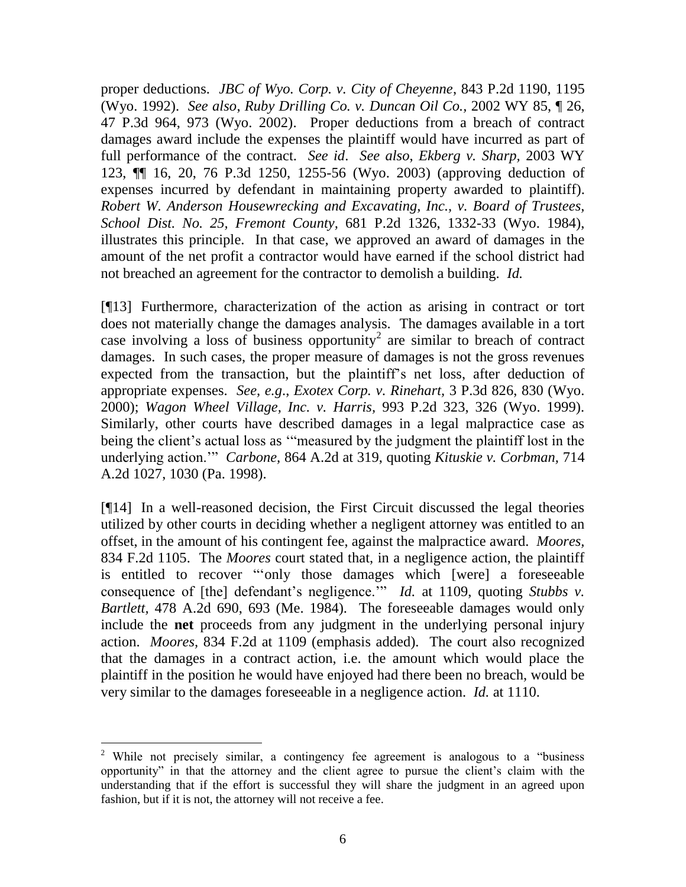proper deductions. *JBC of Wyo. Corp. v. City of Cheyenne*, 843 P.2d 1190, 1195 (Wyo. 1992). *See also, Ruby Drilling Co. v. Duncan Oil Co.*, 2002 WY 85, ¶ 26, 47 P.3d 964, 973 (Wyo. 2002). Proper deductions from a breach of contract damages award include the expenses the plaintiff would have incurred as part of full performance of the contract. *See id*. *See also, Ekberg v. Sharp*, 2003 WY 123, ¶¶ 16, 20, 76 P.3d 1250, 1255-56 (Wyo. 2003) (approving deduction of expenses incurred by defendant in maintaining property awarded to plaintiff). *Robert W. Anderson Housewrecking and Excavating, Inc., v. Board of Trustees, School Dist. No. 25, Fremont County*, 681 P.2d 1326, 1332-33 (Wyo. 1984), illustrates this principle. In that case, we approved an award of damages in the amount of the net profit a contractor would have earned if the school district had not breached an agreement for the contractor to demolish a building. *Id.*

[¶13] Furthermore, characterization of the action as arising in contract or tort does not materially change the damages analysis. The damages available in a tort case involving a loss of business opportunity[2] are similar to breach of contract damages. In such cases, the proper measure of damages is not the gross revenues expected from the transaction, but the plaintiff's net loss, after deduction of appropriate expenses. *See, e.g*., *Exotex Corp. v. Rinehart*, 3 P.3d 826, 830 (Wyo. 2000); *Wagon Wheel Village, Inc. v. Harris*, 993 P.2d 323, 326 (Wyo. 1999). Similarly, other courts have described damages in a legal malpractice case as being the client's actual loss as '"measured by the judgment the plaintiff lost in the underlying action.'" *Carbone*, 864 A.2d at 319, quoting *Kituskie v. Corbman*, 714 A.2d 1027, 1030 (Pa. 1998).

[¶14] In a well-reasoned decision, the First Circuit discussed the legal theories utilized by other courts in deciding whether a negligent attorney was entitled to an offset, in the amount of his contingent fee, against the malpractice award. *Moores*, 834 F.2d 1105. The *Moores* court stated that, in a negligence action, the plaintiff is entitled to recover "'only those damages which [were] a foreseeable consequence of [the] defendant's negligence.'" *Id.* at 1109, quoting *Stubbs v. Bartlett*, 478 A.2d 690, 693 (Me. 1984). The foreseeable damages would only include the **net** proceeds from any judgment in the underlying personal injury action. *Moores*, 834 F.2d at 1109 (emphasis added). The court also recognized that the damages in a contract action, i.e. the amount which would place the plaintiff in the position he would have enjoyed had there been no breach, would be very similar to the damages foreseeable in a negligence action. *Id.* at 1110.

---

[2] While not precisely similar, a contingency fee agreement is analogous to a "business opportunity" in that the attorney and the client agree to pursue the client's claim with the understanding that if the effort is successful they will share the judgment in an agreed upon fashion, but if it is not, the attorney will not receive a fee.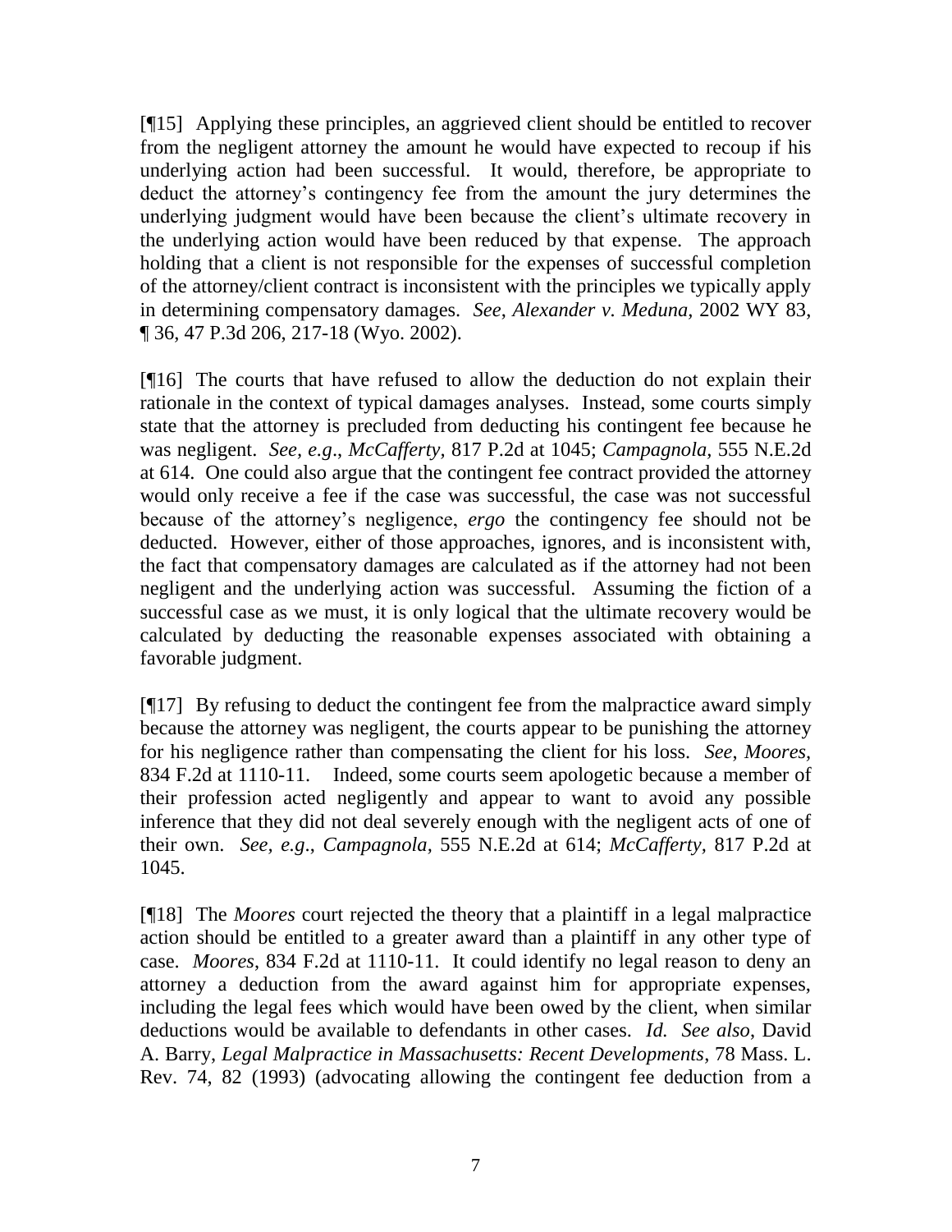[¶15] Applying these principles, an aggrieved client should be entitled to recover from the negligent attorney the amount he would have expected to recoup if his underlying action had been successful. It would, therefore, be appropriate to deduct the attorney's contingency fee from the amount the jury determines the underlying judgment would have been because the client's ultimate recovery in the underlying action would have been reduced by that expense. The approach holding that a client is not responsible for the expenses of successful completion of the attorney/client contract is inconsistent with the principles we typically apply in determining compensatory damages. *See*, *Alexander v. Meduna*, 2002 WY 83, ¶ 36, 47 P.3d 206, 217-18 (Wyo. 2002).

[¶16] The courts that have refused to allow the deduction do not explain their rationale in the context of typical damages analyses. Instead, some courts simply state that the attorney is precluded from deducting his contingent fee because he was negligent. *See, e.g*., *McCafferty*, 817 P.2d at 1045; *Campagnola,* 555 N.E.2d at 614. One could also argue that the contingent fee contract provided the attorney would only receive a fee if the case was successful, the case was not successful because of the attorney's negligence, *ergo* the contingency fee should not be deducted. However, either of those approaches, ignores, and is inconsistent with, the fact that compensatory damages are calculated as if the attorney had not been negligent and the underlying action was successful. Assuming the fiction of a successful case as we must, it is only logical that the ultimate recovery would be calculated by deducting the reasonable expenses associated with obtaining a favorable judgment.

[¶17] By refusing to deduct the contingent fee from the malpractice award simply because the attorney was negligent, the courts appear to be punishing the attorney for his negligence rather than compensating the client for his loss. *See*, *Moores,* 834 F.2d at 1110-11. Indeed, some courts seem apologetic because a member of their profession acted negligently and appear to want to avoid any possible inference that they did not deal severely enough with the negligent acts of one of their own. *See, e.g*., *Campagnola,* 555 N.E.2d at 614; *McCafferty,* 817 P.2d at 1045.

[¶18] The *Moores* court rejected the theory that a plaintiff in a legal malpractice action should be entitled to a greater award than a plaintiff in any other type of case. *Moores*, 834 F.2d at 1110-11. It could identify no legal reason to deny an attorney a deduction from the award against him for appropriate expenses, including the legal fees which would have been owed by the client, when similar deductions would be available to defendants in other cases. *Id. See also*, David A. Barry, *Legal Malpractice in Massachusetts: Recent Developments*, 78 Mass. L. Rev. 74, 82 (1993) (advocating allowing the contingent fee deduction from a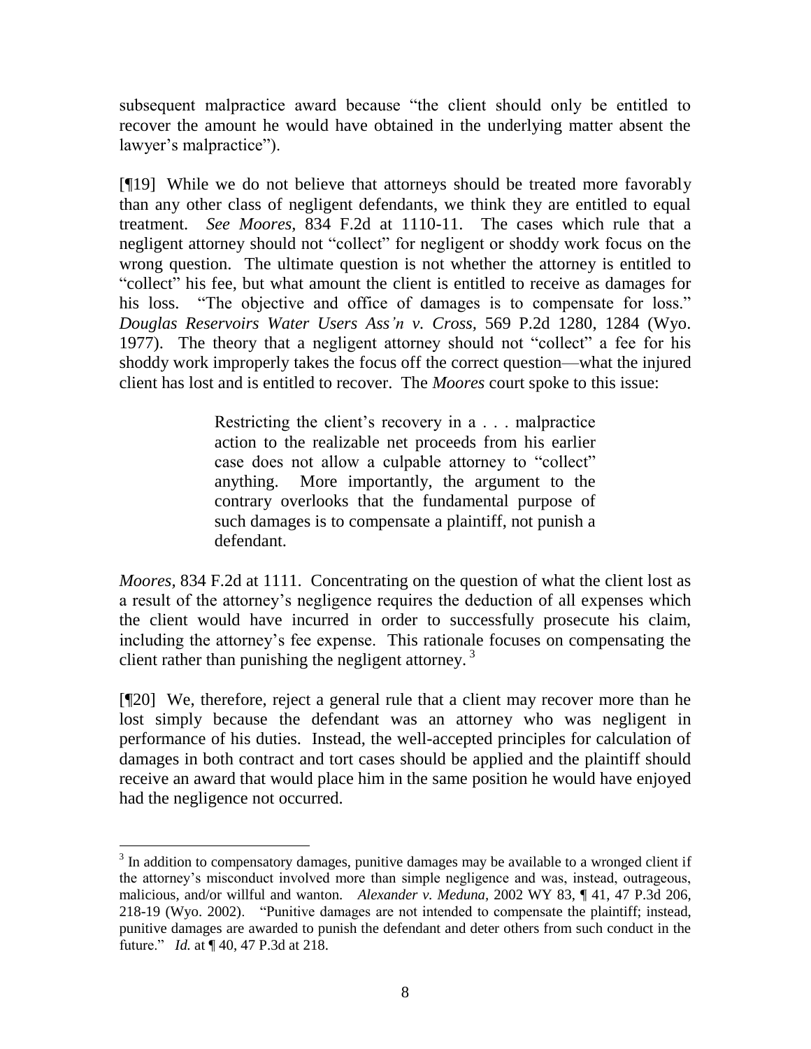subsequent malpractice award because "the client should only be entitled to recover the amount he would have obtained in the underlying matter absent the lawyer's malpractice").

[¶19] While we do not believe that attorneys should be treated more favorably than any other class of negligent defendants, we think they are entitled to equal treatment. *See Moores,* 834 F.2d at 1110-11. The cases which rule that a negligent attorney should not "collect" for negligent or shoddy work focus on the wrong question. The ultimate question is not whether the attorney is entitled to "collect" his fee, but what amount the client is entitled to receive as damages for his loss. "The objective and office of damages is to compensate for loss." *Douglas Reservoirs Water Users Ass'n v. Cross,* 569 P.2d 1280, 1284 (Wyo. 1977). The theory that a negligent attorney should not "collect" a fee for his shoddy work improperly takes the focus off the correct question—what the injured client has lost and is entitled to recover. The *Moores* court spoke to this issue:

> Restricting the client's recovery in a . . . malpractice action to the realizable net proceeds from his earlier case does not allow a culpable attorney to "collect" anything. More importantly, the argument to the contrary overlooks that the fundamental purpose of such damages is to compensate a plaintiff, not punish a defendant.

*Moores,* 834 F.2d at 1111. Concentrating on the question of what the client lost as a result of the attorney's negligence requires the deduction of all expenses which the client would have incurred in order to successfully prosecute his claim, including the attorney's fee expense. This rationale focuses on compensating the client rather than punishing the negligent attorney. [3]

[¶20] We, therefore, reject a general rule that a client may recover more than he lost simply because the defendant was an attorney who was negligent in performance of his duties. Instead, the well-accepted principles for calculation of damages in both contract and tort cases should be applied and the plaintiff should receive an award that would place him in the same position he would have enjoyed had the negligence not occurred.

---

[3] In addition to compensatory damages, punitive damages may be available to a wronged client if the attorney's misconduct involved more than simple negligence and was, instead, outrageous, malicious, and/or willful and wanton. *Alexander v. Meduna,* 2002 WY 83, ¶ 41, 47 P.3d 206, 218-19 (Wyo. 2002). "Punitive damages are not intended to compensate the plaintiff; instead, punitive damages are awarded to punish the defendant and deter others from such conduct in the future." *Id.* at ¶ 40, 47 P.3d at 218.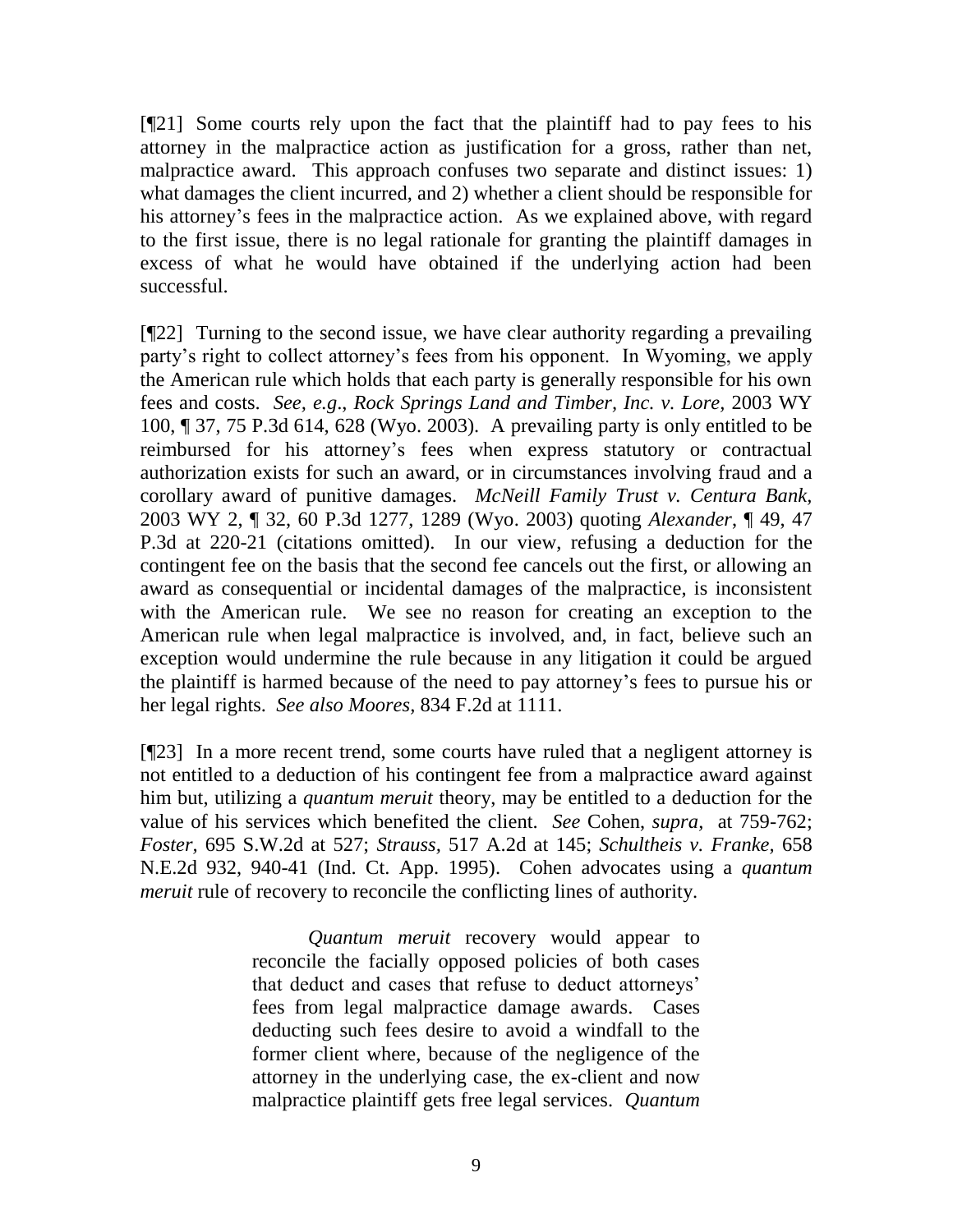[¶21] Some courts rely upon the fact that the plaintiff had to pay fees to his attorney in the malpractice action as justification for a gross, rather than net, malpractice award. This approach confuses two separate and distinct issues: 1) what damages the client incurred, and 2) whether a client should be responsible for his attorney's fees in the malpractice action. As we explained above, with regard to the first issue, there is no legal rationale for granting the plaintiff damages in excess of what he would have obtained if the underlying action had been successful.

[¶22] Turning to the second issue, we have clear authority regarding a prevailing party's right to collect attorney's fees from his opponent. In Wyoming, we apply the American rule which holds that each party is generally responsible for his own fees and costs. *See, e.g*., *Rock Springs Land and Timber, Inc. v. Lore,* 2003 WY 100, ¶ 37, 75 P.3d 614, 628 (Wyo. 2003). A prevailing party is only entitled to be reimbursed for his attorney's fees when express statutory or contractual authorization exists for such an award, or in circumstances involving fraud and a corollary award of punitive damages. *McNeill Family Trust v. Centura Bank*, 2003 WY 2, ¶ 32, 60 P.3d 1277, 1289 (Wyo. 2003) quoting *Alexander*, ¶ 49, 47 P.3d at 220-21 (citations omitted). In our view, refusing a deduction for the contingent fee on the basis that the second fee cancels out the first, or allowing an award as consequential or incidental damages of the malpractice, is inconsistent with the American rule. We see no reason for creating an exception to the American rule when legal malpractice is involved, and, in fact, believe such an exception would undermine the rule because in any litigation it could be argued the plaintiff is harmed because of the need to pay attorney's fees to pursue his or her legal rights. *See also Moores*, 834 F.2d at 1111.

[¶23] In a more recent trend, some courts have ruled that a negligent attorney is not entitled to a deduction of his contingent fee from a malpractice award against him but, utilizing a *quantum meruit* theory, may be entitled to a deduction for the value of his services which benefited the client. *See* Cohen, *supra,* at 759-762; *Foster,* 695 S.W.2d at 527; *Strauss,* 517 A.2d at 145; *Schultheis v. Franke,* 658 N.E.2d 932, 940-41 (Ind. Ct. App. 1995). Cohen advocates using a *quantum meruit* rule of recovery to reconcile the conflicting lines of authority.

> *Quantum meruit* recovery would appear to reconcile the facially opposed policies of both cases that deduct and cases that refuse to deduct attorneys' fees from legal malpractice damage awards. Cases deducting such fees desire to avoid a windfall to the former client where, because of the negligence of the attorney in the underlying case, the ex-client and now malpractice plaintiff gets free legal services. *Quantum*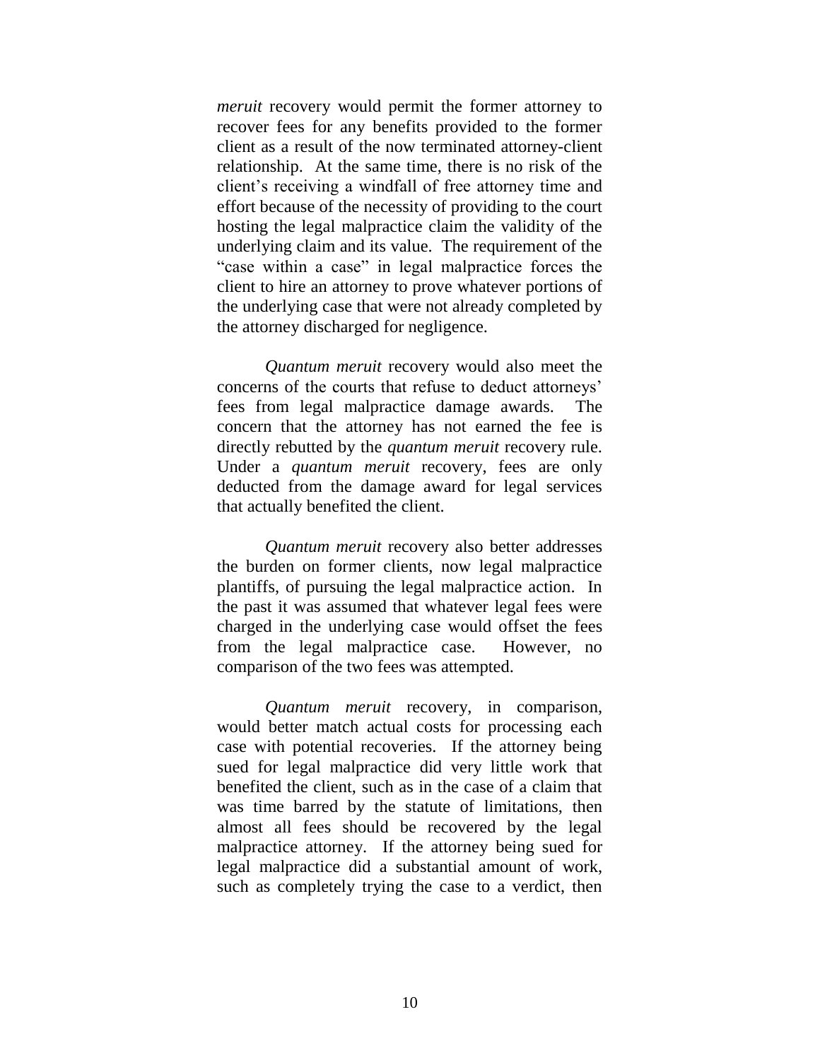*meruit* recovery would permit the former attorney to recover fees for any benefits provided to the former client as a result of the now terminated attorney-client relationship. At the same time, there is no risk of the client's receiving a windfall of free attorney time and effort because of the necessity of providing to the court hosting the legal malpractice claim the validity of the underlying claim and its value. The requirement of the "case within a case" in legal malpractice forces the client to hire an attorney to prove whatever portions of the underlying case that were not already completed by the attorney discharged for negligence.

*Quantum meruit* recovery would also meet the concerns of the courts that refuse to deduct attorneys' fees from legal malpractice damage awards. The concern that the attorney has not earned the fee is directly rebutted by the *quantum meruit* recovery rule. Under a *quantum meruit* recovery, fees are only deducted from the damage award for legal services that actually benefited the client.

*Quantum meruit* recovery also better addresses the burden on former clients, now legal malpractice plantiffs, of pursuing the legal malpractice action. In the past it was assumed that whatever legal fees were charged in the underlying case would offset the fees from the legal malpractice case. However, no comparison of the two fees was attempted.

*Quantum meruit* recovery, in comparison, would better match actual costs for processing each case with potential recoveries. If the attorney being sued for legal malpractice did very little work that benefited the client, such as in the case of a claim that was time barred by the statute of limitations, then almost all fees should be recovered by the legal malpractice attorney. If the attorney being sued for legal malpractice did a substantial amount of work, such as completely trying the case to a verdict, then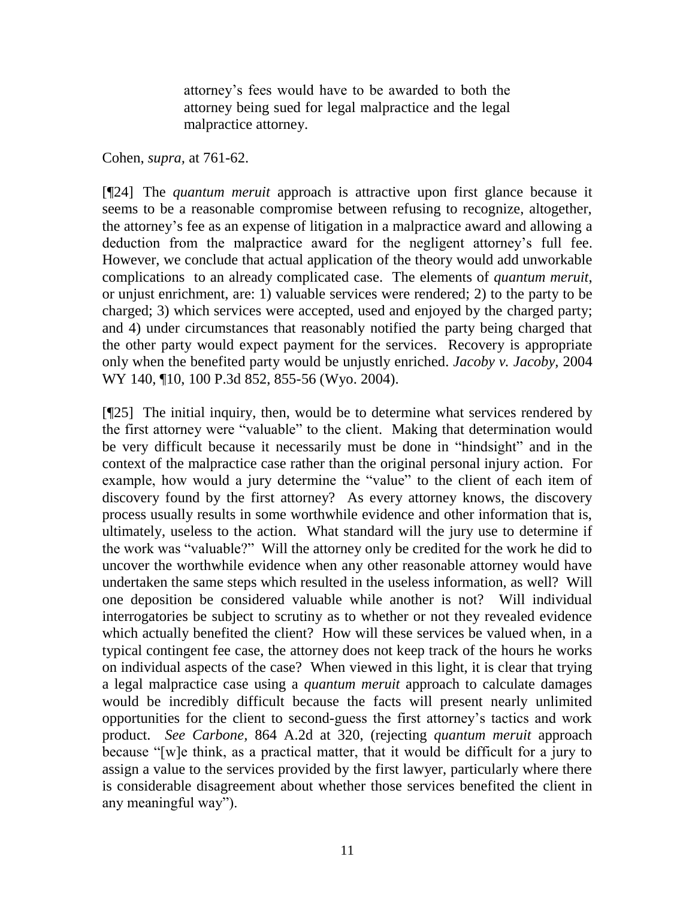> attorney's fees would have to be awarded to both the attorney being sued for legal malpractice and the legal malpractice attorney.

Cohen, *supra*, at 761-62.

[¶24] The *quantum meruit* approach is attractive upon first glance because it seems to be a reasonable compromise between refusing to recognize, altogether, the attorney's fee as an expense of litigation in a malpractice award and allowing a deduction from the malpractice award for the negligent attorney's full fee. However, we conclude that actual application of the theory would add unworkable complications to an already complicated case. The elements of *quantum meruit*, or unjust enrichment, are: 1) valuable services were rendered; 2) to the party to be charged; 3) which services were accepted, used and enjoyed by the charged party; and 4) under circumstances that reasonably notified the party being charged that the other party would expect payment for the services. Recovery is appropriate only when the benefited party would be unjustly enriched. *Jacoby v. Jacoby*, 2004 WY 140, ¶10, 100 P.3d 852, 855-56 (Wyo. 2004).

[¶25] The initial inquiry, then, would be to determine what services rendered by the first attorney were "valuable" to the client. Making that determination would be very difficult because it necessarily must be done in "hindsight" and in the context of the malpractice case rather than the original personal injury action. For example, how would a jury determine the "value" to the client of each item of discovery found by the first attorney? As every attorney knows, the discovery process usually results in some worthwhile evidence and other information that is, ultimately, useless to the action. What standard will the jury use to determine if the work was "valuable?" Will the attorney only be credited for the work he did to uncover the worthwhile evidence when any other reasonable attorney would have undertaken the same steps which resulted in the useless information, as well? Will one deposition be considered valuable while another is not? Will individual interrogatories be subject to scrutiny as to whether or not they revealed evidence which actually benefited the client? How will these services be valued when, in a typical contingent fee case, the attorney does not keep track of the hours he works on individual aspects of the case? When viewed in this light, it is clear that trying a legal malpractice case using a *quantum meruit* approach to calculate damages would be incredibly difficult because the facts will present nearly unlimited opportunities for the client to second-guess the first attorney's tactics and work product. *See Carbone*, 864 A.2d at 320, (rejecting *quantum meruit* approach because "[w]e think, as a practical matter, that it would be difficult for a jury to assign a value to the services provided by the first lawyer, particularly where there is considerable disagreement about whether those services benefited the client in any meaningful way").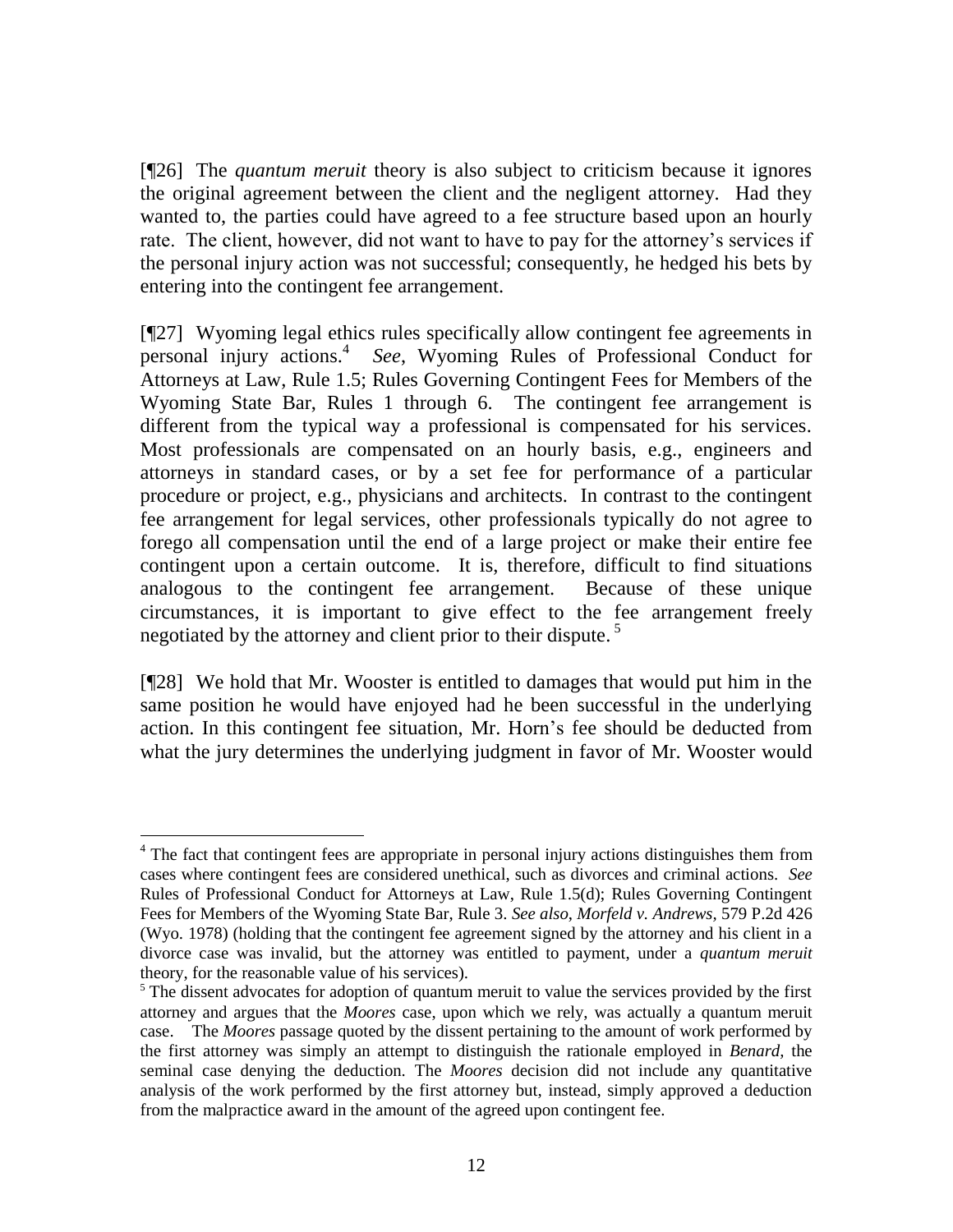[¶26] The *quantum meruit* theory is also subject to criticism because it ignores the original agreement between the client and the negligent attorney. Had they wanted to, the parties could have agreed to a fee structure based upon an hourly rate. The client, however, did not want to have to pay for the attorney's services if the personal injury action was not successful; consequently, he hedged his bets by entering into the contingent fee arrangement.

[¶27] Wyoming legal ethics rules specifically allow contingent fee agreements in personal injury actions.[4] *See*, Wyoming Rules of Professional Conduct for Attorneys at Law, Rule 1.5; Rules Governing Contingent Fees for Members of the Wyoming State Bar, Rules 1 through 6. The contingent fee arrangement is different from the typical way a professional is compensated for his services. Most professionals are compensated on an hourly basis, e.g., engineers and attorneys in standard cases, or by a set fee for performance of a particular procedure or project, e.g., physicians and architects. In contrast to the contingent fee arrangement for legal services, other professionals typically do not agree to forego all compensation until the end of a large project or make their entire fee contingent upon a certain outcome. It is, therefore, difficult to find situations analogous to the contingent fee arrangement. Because of these unique circumstances, it is important to give effect to the fee arrangement freely negotiated by the attorney and client prior to their dispute.[5]

[¶28] We hold that Mr. Wooster is entitled to damages that would put him in the same position he would have enjoyed had he been successful in the underlying action. In this contingent fee situation, Mr. Horn's fee should be deducted from what the jury determines the underlying judgment in favor of Mr. Wooster would

---

[4] The fact that contingent fees are appropriate in personal injury actions distinguishes them from cases where contingent fees are considered unethical, such as divorces and criminal actions. *See* Rules of Professional Conduct for Attorneys at Law, Rule 1.5(d); Rules Governing Contingent Fees for Members of the Wyoming State Bar, Rule 3. *See also, Morfeld v. Andrews*, 579 P.2d 426 (Wyo. 1978) (holding that the contingent fee agreement signed by the attorney and his client in a divorce case was invalid, but the attorney was entitled to payment, under a *quantum meruit* theory, for the reasonable value of his services).

[5] The dissent advocates for adoption of quantum meruit to value the services provided by the first attorney and argues that the *Moores* case, upon which we rely, was actually a quantum meruit case. The *Moores* passage quoted by the dissent pertaining to the amount of work performed by the first attorney was simply an attempt to distinguish the rationale employed in *Benard*, the seminal case denying the deduction. The *Moores* decision did not include any quantitative analysis of the work performed by the first attorney but, instead, simply approved a deduction from the malpractice award in the amount of the agreed upon contingent fee.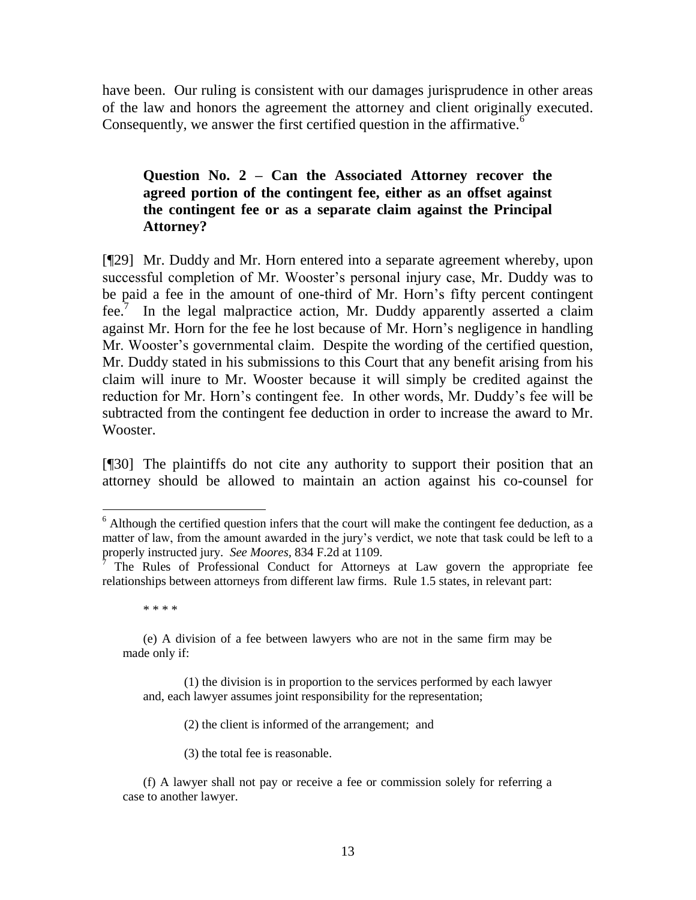have been. Our ruling is consistent with our damages jurisprudence in other areas of the law and honors the agreement the attorney and client originally executed. Consequently, we answer the first certified question in the affirmative.[6]

**Question No. 2 – Can the Associated Attorney recover the agreed portion of the contingent fee, either as an offset against the contingent fee or as a separate claim against the Principal Attorney?**

[¶29] Mr. Duddy and Mr. Horn entered into a separate agreement whereby, upon successful completion of Mr. Wooster's personal injury case, Mr. Duddy was to be paid a fee in the amount of one-third of Mr. Horn's fifty percent contingent fee.[7] In the legal malpractice action, Mr. Duddy apparently asserted a claim against Mr. Horn for the fee he lost because of Mr. Horn's negligence in handling Mr. Wooster's governmental claim. Despite the wording of the certified question, Mr. Duddy stated in his submissions to this Court that any benefit arising from his claim will inure to Mr. Wooster because it will simply be credited against the reduction for Mr. Horn's contingent fee. In other words, Mr. Duddy's fee will be subtracted from the contingent fee deduction in order to increase the award to Mr. Wooster.

[¶30] The plaintiffs do not cite any authority to support their position that an attorney should be allowed to maintain an action against his co-counsel for

---

[6] Although the certified question infers that the court will make the contingent fee deduction, as a matter of law, from the amount awarded in the jury's verdict, we note that task could be left to a properly instructed jury. *See Moores,* 834 F.2d at 1109.

[7] The Rules of Professional Conduct for Attorneys at Law govern the appropriate fee relationships between attorneys from different law firms. Rule 1.5 states, in relevant part:

> * * * *
>
> (e) A division of a fee between lawyers who are not in the same firm may be made only if:
>
> (1) the division is in proportion to the services performed by each lawyer and, each lawyer assumes joint responsibility for the representation;
>
> (2) the client is informed of the arrangement; and
>
> (3) the total fee is reasonable.
>
> (f) A lawyer shall not pay or receive a fee or commission solely for referring a case to another lawyer.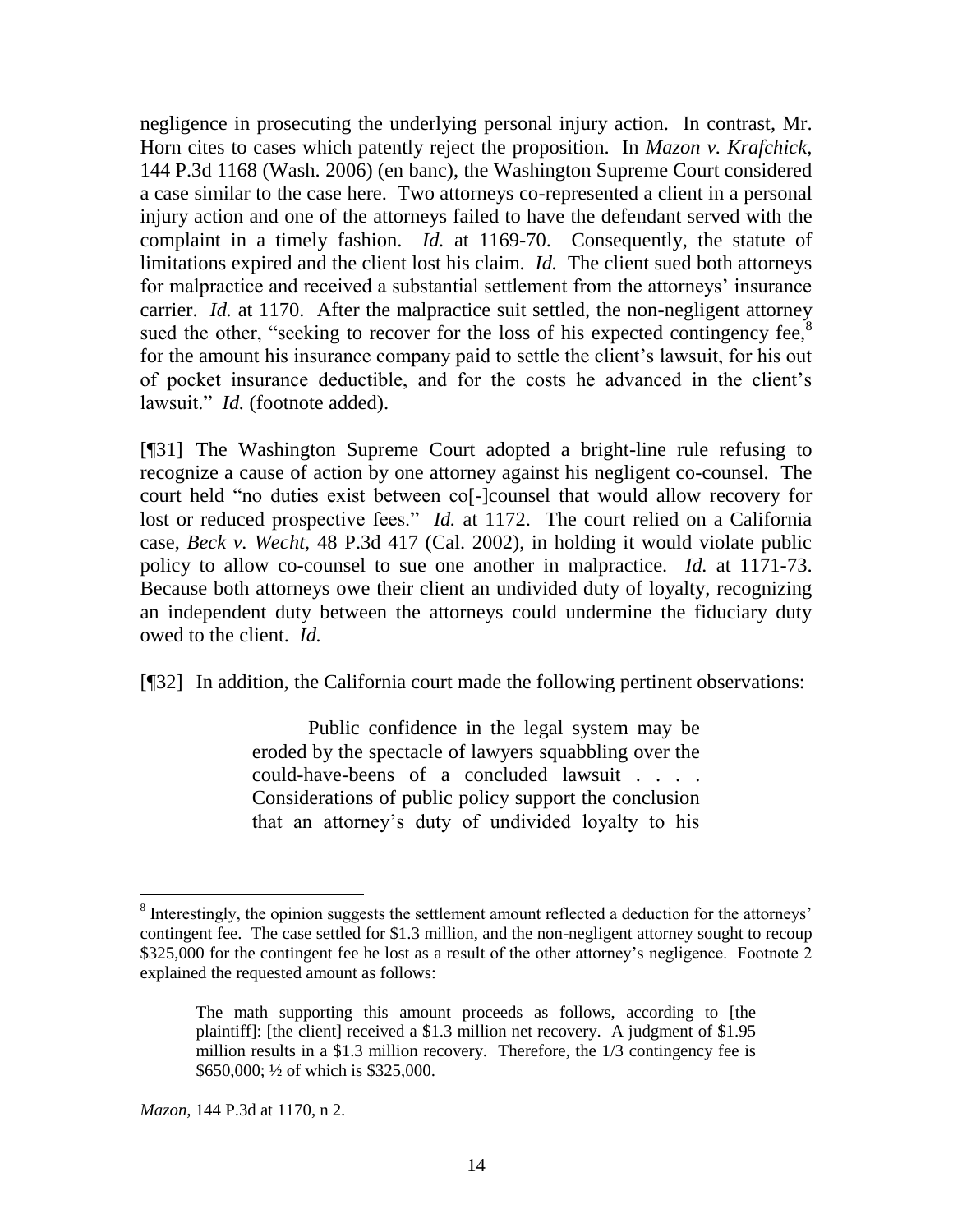negligence in prosecuting the underlying personal injury action. In contrast, Mr. Horn cites to cases which patently reject the proposition. In *Mazon v. Krafchick*, 144 P.3d 1168 (Wash. 2006) (en banc), the Washington Supreme Court considered a case similar to the case here. Two attorneys co-represented a client in a personal injury action and one of the attorneys failed to have the defendant served with the complaint in a timely fashion. *Id.* at 1169-70. Consequently, the statute of limitations expired and the client lost his claim. *Id.* The client sued both attorneys for malpractice and received a substantial settlement from the attorneys' insurance carrier. *Id.* at 1170. After the malpractice suit settled, the non-negligent attorney sued the other, "seeking to recover for the loss of his expected contingency fee,[8] for the amount his insurance company paid to settle the client's lawsuit, for his out of pocket insurance deductible, and for the costs he advanced in the client's lawsuit." *Id.* (footnote added).

[¶31] The Washington Supreme Court adopted a bright-line rule refusing to recognize a cause of action by one attorney against his negligent co-counsel. The court held "no duties exist between co[-]counsel that would allow recovery for lost or reduced prospective fees." *Id.* at 1172. The court relied on a California case, *Beck v. Wecht*, 48 P.3d 417 (Cal. 2002), in holding it would violate public policy to allow co-counsel to sue one another in malpractice. *Id.* at 1171-73. Because both attorneys owe their client an undivided duty of loyalty, recognizing an independent duty between the attorneys could undermine the fiduciary duty owed to the client. *Id.*

[¶32] In addition, the California court made the following pertinent observations:

> Public confidence in the legal system may be eroded by the spectacle of lawyers squabbling over the could-have-beens of a concluded lawsuit . . . . Considerations of public policy support the conclusion that an attorney's duty of undivided loyalty to his

---

[8] Interestingly, the opinion suggests the settlement amount reflected a deduction for the attorneys' contingent fee. The case settled for $1.3 million, and the non-negligent attorney sought to recoup $325,000 for the contingent fee he lost as a result of the other attorney's negligence. Footnote 2 explained the requested amount as follows:

> The math supporting this amount proceeds as follows, according to [the plaintiff]: [the client] received a $1.3 million net recovery. A judgment of $1.95 million results in a $1.3 million recovery. Therefore, the 1/3 contingency fee is $650,000; ½ of which is $325,000.

*Mazon*, 144 P.3d at 1170, n 2.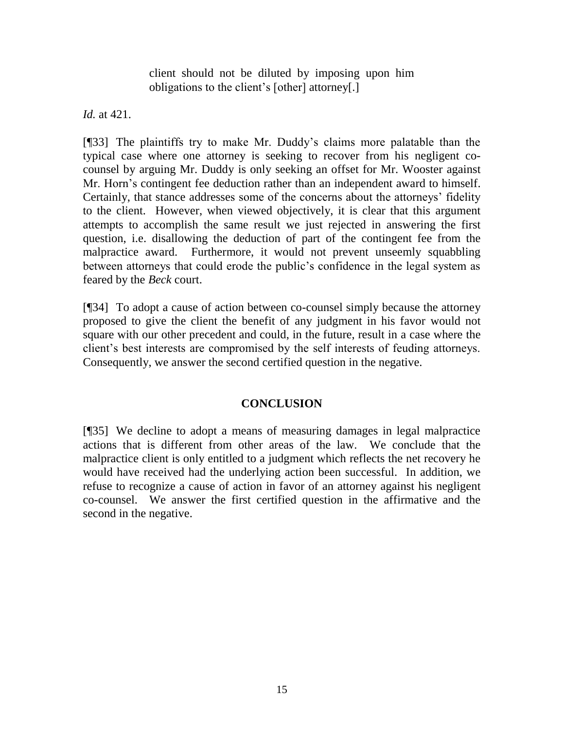> client should not be diluted by imposing upon him obligations to the client's [other] attorney[.]

*Id.* at 421.

[¶33] The plaintiffs try to make Mr. Duddy's claims more palatable than the typical case where one attorney is seeking to recover from his negligent co-counsel by arguing Mr. Duddy is only seeking an offset for Mr. Wooster against Mr. Horn's contingent fee deduction rather than an independent award to himself. Certainly, that stance addresses some of the concerns about the attorneys' fidelity to the client. However, when viewed objectively, it is clear that this argument attempts to accomplish the same result we just rejected in answering the first question, i.e. disallowing the deduction of part of the contingent fee from the malpractice award. Furthermore, it would not prevent unseemly squabbling between attorneys that could erode the public's confidence in the legal system as feared by the *Beck* court.

[¶34] To adopt a cause of action between co-counsel simply because the attorney proposed to give the client the benefit of any judgment in his favor would not square with our other precedent and could, in the future, result in a case where the client's best interests are compromised by the self interests of feuding attorneys. Consequently, we answer the second certified question in the negative.

## CONCLUSION

[¶35] We decline to adopt a means of measuring damages in legal malpractice actions that is different from other areas of the law. We conclude that the malpractice client is only entitled to a judgment which reflects the net recovery he would have received had the underlying action been successful. In addition, we refuse to recognize a cause of action in favor of an attorney against his negligent co-counsel. We answer the first certified question in the affirmative and the second in the negative.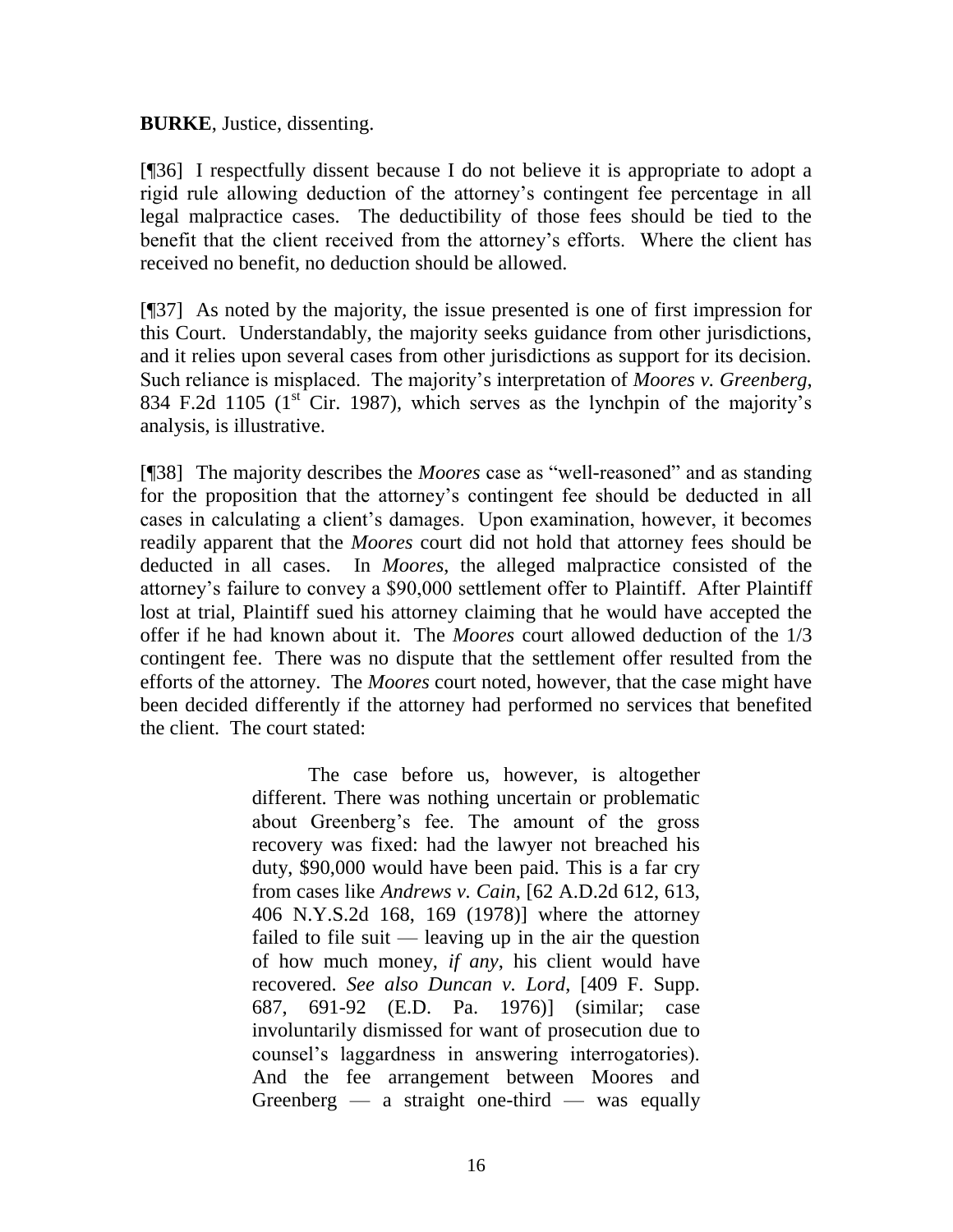**BURKE**, Justice, dissenting.

[¶36] I respectfully dissent because I do not believe it is appropriate to adopt a rigid rule allowing deduction of the attorney's contingent fee percentage in all legal malpractice cases. The deductibility of those fees should be tied to the benefit that the client received from the attorney's efforts. Where the client has received no benefit, no deduction should be allowed.

[¶37] As noted by the majority, the issue presented is one of first impression for this Court. Understandably, the majority seeks guidance from other jurisdictions, and it relies upon several cases from other jurisdictions as support for its decision. Such reliance is misplaced. The majority's interpretation of *Moores v. Greenberg*, 834 F.2d 1105 (1st Cir. 1987), which serves as the lynchpin of the majority's analysis, is illustrative.

[¶38] The majority describes the *Moores* case as "well-reasoned" and as standing for the proposition that the attorney's contingent fee should be deducted in all cases in calculating a client's damages. Upon examination, however, it becomes readily apparent that the *Moores* court did not hold that attorney fees should be deducted in all cases. In *Moores*, the alleged malpractice consisted of the attorney's failure to convey a $90,000 settlement offer to Plaintiff. After Plaintiff lost at trial, Plaintiff sued his attorney claiming that he would have accepted the offer if he had known about it. The *Moores* court allowed deduction of the 1/3 contingent fee. There was no dispute that the settlement offer resulted from the efforts of the attorney. The *Moores* court noted, however, that the case might have been decided differently if the attorney had performed no services that benefited the client. The court stated:

> The case before us, however, is altogether different. There was nothing uncertain or problematic about Greenberg's fee. The amount of the gross recovery was fixed: had the lawyer not breached his duty, $90,000 would have been paid. This is a far cry from cases like *Andrews v. Cain*, [62 A.D.2d 612, 613, 406 N.Y.S.2d 168, 169 (1978)] where the attorney failed to file suit — leaving up in the air the question of how much money, *if any*, his client would have recovered. *See also Duncan v. Lord*, [409 F. Supp. 687, 691-92 (E.D. Pa. 1976)] (similar; case involuntarily dismissed for want of prosecution due to counsel's laggardness in answering interrogatories). And the fee arrangement between Moores and Greenberg — a straight one-third — was equally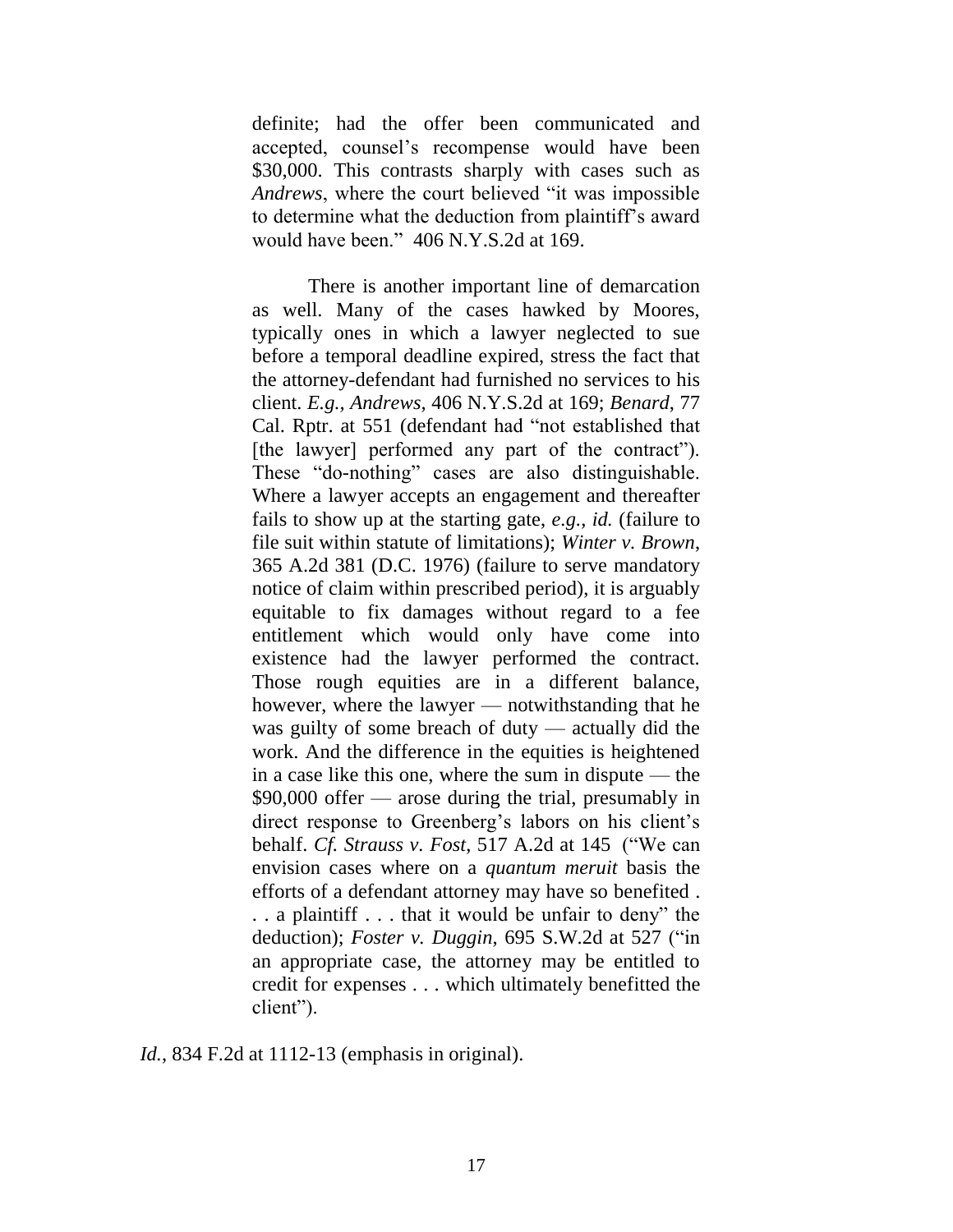> definite; had the offer been communicated and accepted, counsel's recompense would have been \$30,000. This contrasts sharply with cases such as *Andrews*, where the court believed "it was impossible to determine what the deduction from plaintiff's award would have been." 406 N.Y.S.2d at 169.
>
> There is another important line of demarcation as well. Many of the cases hawked by Moores, typically ones in which a lawyer neglected to sue before a temporal deadline expired, stress the fact that the attorney-defendant had furnished no services to his client. *E.g.*, *Andrews*, 406 N.Y.S.2d at 169; *Benard*, 77 Cal. Rptr. at 551 (defendant had "not established that [the lawyer] performed any part of the contract"). These "do-nothing" cases are also distinguishable. Where a lawyer accepts an engagement and thereafter fails to show up at the starting gate, *e.g.*, *id.* (failure to file suit within statute of limitations); *Winter v. Brown*, 365 A.2d 381 (D.C. 1976) (failure to serve mandatory notice of claim within prescribed period), it is arguably equitable to fix damages without regard to a fee entitlement which would only have come into existence had the lawyer performed the contract. Those rough equities are in a different balance, however, where the lawyer — notwithstanding that he was guilty of some breach of duty — actually did the work. And the difference in the equities is heightened in a case like this one, where the sum in dispute — the \$90,000 offer — arose during the trial, presumably in direct response to Greenberg's labors on his client's behalf. *Cf. Strauss v. Fost*, 517 A.2d at 145 ("We can envision cases where on a *quantum meruit* basis the efforts of a defendant attorney may have so benefited . . . a plaintiff . . . that it would be unfair to deny" the deduction); *Foster v. Duggin*, 695 S.W.2d at 527 ("in an appropriate case, the attorney may be entitled to credit for expenses . . . which ultimately benefitted the client").

*Id.*, 834 F.2d at 1112-13 (emphasis in original).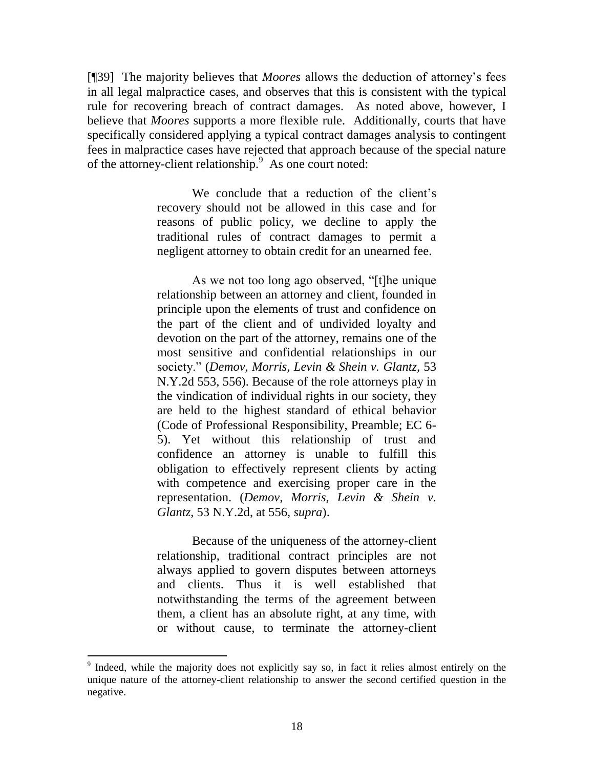[¶39] The majority believes that *Moores* allows the deduction of attorney's fees in all legal malpractice cases, and observes that this is consistent with the typical rule for recovering breach of contract damages. As noted above, however, I believe that *Moores* supports a more flexible rule. Additionally, courts that have specifically considered applying a typical contract damages analysis to contingent fees in malpractice cases have rejected that approach because of the special nature of the attorney-client relationship.[9] As one court noted:

> We conclude that a reduction of the client's recovery should not be allowed in this case and for reasons of public policy, we decline to apply the traditional rules of contract damages to permit a negligent attorney to obtain credit for an unearned fee.
>
> As we not too long ago observed, "[t]he unique relationship between an attorney and client, founded in principle upon the elements of trust and confidence on the part of the client and of undivided loyalty and devotion on the part of the attorney, remains one of the most sensitive and confidential relationships in our society." (*Demov, Morris, Levin & Shein v. Glantz*, 53 N.Y.2d 553, 556). Because of the role attorneys play in the vindication of individual rights in our society, they are held to the highest standard of ethical behavior (Code of Professional Responsibility, Preamble; EC 6-5). Yet without this relationship of trust and confidence an attorney is unable to fulfill this obligation to effectively represent clients by acting with competence and exercising proper care in the representation. (*Demov, Morris, Levin & Shein v. Glantz*, 53 N.Y.2d, at 556, *supra*).
>
> Because of the uniqueness of the attorney-client relationship, traditional contract principles are not always applied to govern disputes between attorneys and clients. Thus it is well established that notwithstanding the terms of the agreement between them, a client has an absolute right, at any time, with or without cause, to terminate the attorney-client

---

[9] Indeed, while the majority does not explicitly say so, in fact it relies almost entirely on the unique nature of the attorney-client relationship to answer the second certified question in the negative.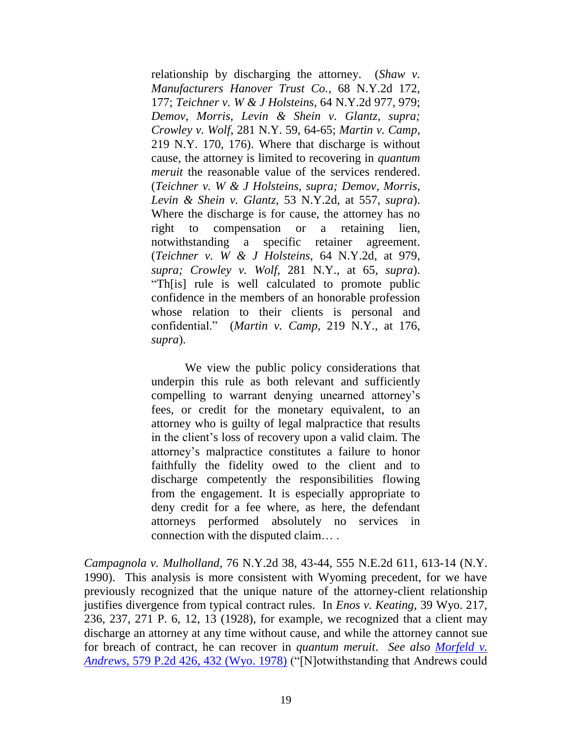> relationship by discharging the attorney. (*Shaw v. Manufacturers Hanover Trust Co.*, 68 N.Y.2d 172, 177; *Teichner v. W & J Holsteins*, 64 N.Y.2d 977, 979; *Demov, Morris, Levin & Shein v. Glantz, supra; Crowley v. Wolf*, 281 N.Y. 59, 64-65; *Martin v. Camp*, 219 N.Y. 170, 176). Where that discharge is without cause, the attorney is limited to recovering in *quantum meruit* the reasonable value of the services rendered. (*Teichner v. W & J Holsteins, supra; Demov, Morris, Levin & Shein v. Glantz*, 53 N.Y.2d, at 557, *supra*). Where the discharge is for cause, the attorney has no right to compensation or a retaining lien, notwithstanding a specific retainer agreement. (*Teichner v. W & J Holsteins*, 64 N.Y.2d, at 979, *supra; Crowley v. Wolf*, 281 N.Y., at 65, *supra*). "Th[is] rule is well calculated to promote public confidence in the members of an honorable profession whose relation to their clients is personal and confidential." (*Martin v. Camp*, 219 N.Y., at 176, *supra*).
>
> We view the public policy considerations that underpin this rule as both relevant and sufficiently compelling to warrant denying unearned attorney's fees, or credit for the monetary equivalent, to an attorney who is guilty of legal malpractice that results in the client's loss of recovery upon a valid claim. The attorney's malpractice constitutes a failure to honor faithfully the fidelity owed to the client and to discharge competently the responsibilities flowing from the engagement. It is especially appropriate to deny credit for a fee where, as here, the defendant attorneys performed absolutely no services in connection with the disputed claim… .

*Campagnola v. Mulholland*, 76 N.Y.2d 38, 43-44, 555 N.E.2d 611, 613-14 (N.Y. 1990). This analysis is more consistent with Wyoming precedent, for we have previously recognized that the unique nature of the attorney-client relationship justifies divergence from typical contract rules. In *Enos v. Keating*, 39 Wyo. 217, 236, 237, 271 P. 6, 12, 13 (1928), for example, we recognized that a client may discharge an attorney at any time without cause, and while the attorney cannot sue for breach of contract, he can recover in *quantum meruit*. *See also* *Morfeld v. Andrews*, 579 P.2d 426, 432 (Wyo. 1978) ("[N]otwithstanding that Andrews could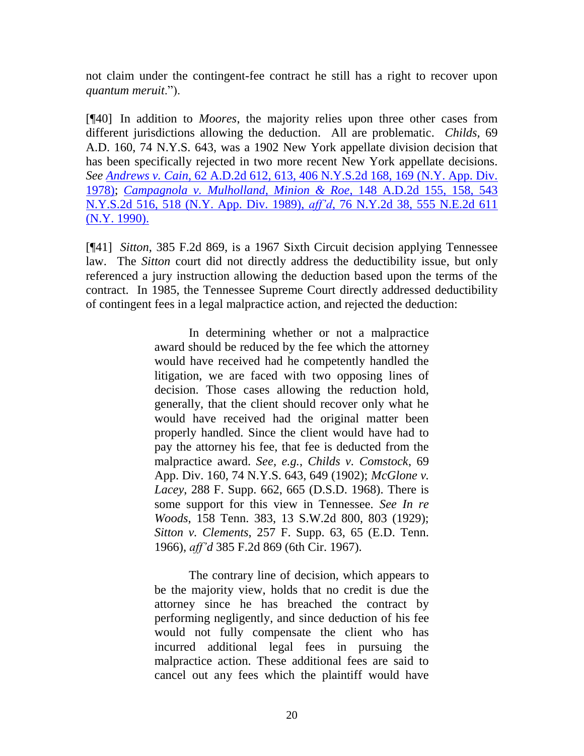not claim under the contingent-fee contract he still has a right to recover upon *quantum meruit*.").

[¶40] In addition to *Moores*, the majority relies upon three other cases from different jurisdictions allowing the deduction. All are problematic. *Childs*, 69 A.D. 160, 74 N.Y.S. 643, was a 1902 New York appellate division decision that has been specifically rejected in two more recent New York appellate decisions. *See* *Andrews v. Cain*, 62 A.D.2d 612, 613, 406 N.Y.S.2d 168, 169 (N.Y. App. Div. 1978); *Campagnola v. Mulholland, Minion & Roe*, 148 A.D.2d 155, 158, 543 N.Y.S.2d 516, 518 (N.Y. App. Div. 1989), *aff'd*, 76 N.Y.2d 38, 555 N.E.2d 611 (N.Y. 1990).

[¶41] *Sitton*, 385 F.2d 869, is a 1967 Sixth Circuit decision applying Tennessee law. The *Sitton* court did not directly address the deductibility issue, but only referenced a jury instruction allowing the deduction based upon the terms of the contract. In 1985, the Tennessee Supreme Court directly addressed deductibility of contingent fees in a legal malpractice action, and rejected the deduction:

> In determining whether or not a malpractice award should be reduced by the fee which the attorney would have received had he competently handled the litigation, we are faced with two opposing lines of decision. Those cases allowing the reduction hold, generally, that the client should recover only what he would have received had the original matter been properly handled. Since the client would have had to pay the attorney his fee, that fee is deducted from the malpractice award. *See, e.g.*, *Childs v. Comstock*, 69 App. Div. 160, 74 N.Y.S. 643, 649 (1902); *McGlone v. Lacey*, 288 F. Supp. 662, 665 (D.S.D. 1968). There is some support for this view in Tennessee. *See In re Woods*, 158 Tenn. 383, 13 S.W.2d 800, 803 (1929); *Sitton v. Clements*, 257 F. Supp. 63, 65 (E.D. Tenn. 1966), *aff'd* 385 F.2d 869 (6th Cir. 1967).
>
> The contrary line of decision, which appears to be the majority view, holds that no credit is due the attorney since he has breached the contract by performing negligently, and since deduction of his fee would not fully compensate the client who has incurred additional legal fees in pursuing the malpractice action. These additional fees are said to cancel out any fees which the plaintiff would have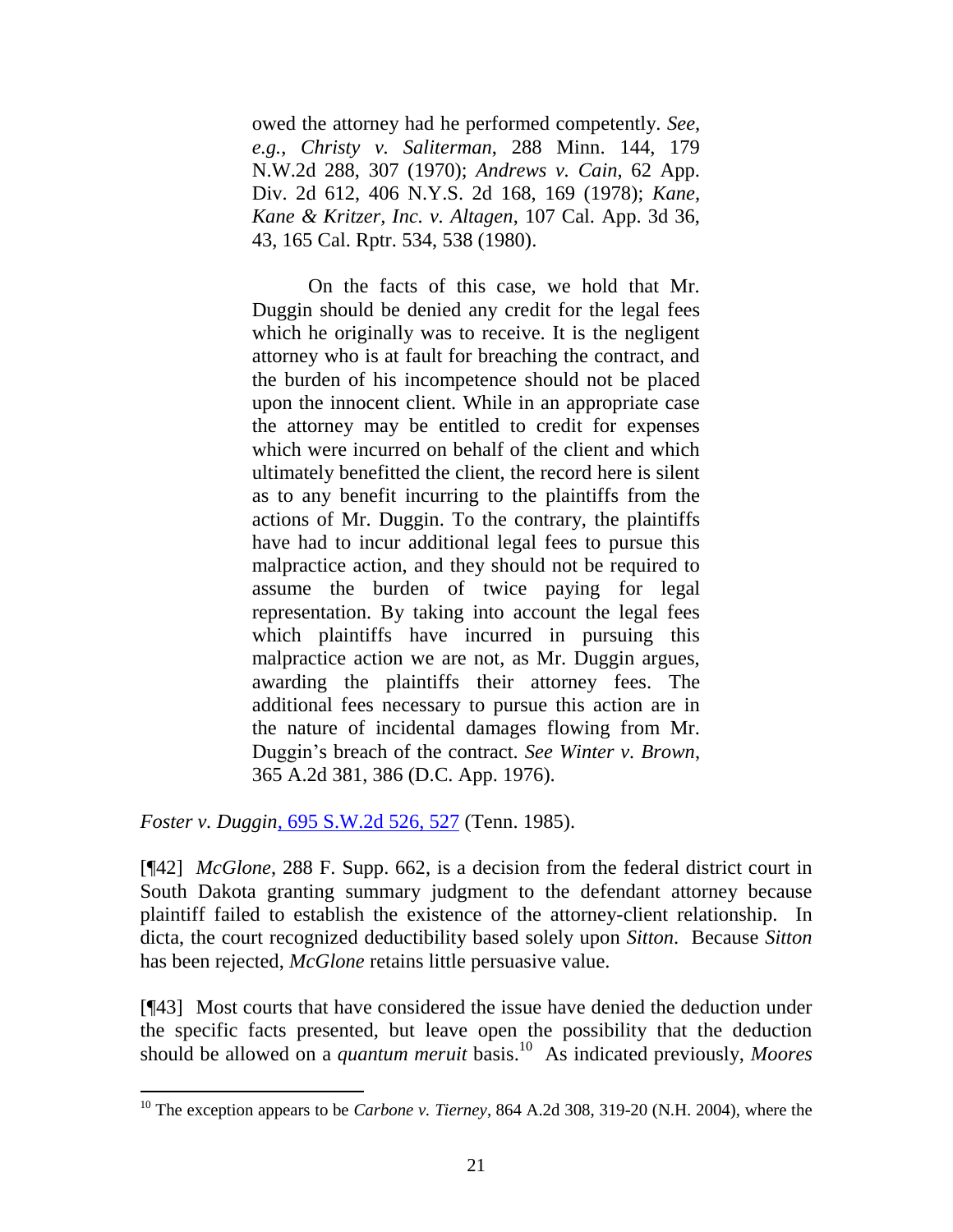> owed the attorney had he performed competently. *See, e.g.*, *Christy v. Saliterman*, 288 Minn. 144, 179 N.W.2d 288, 307 (1970); *Andrews v. Cain*, 62 App. Div. 2d 612, 406 N.Y.S. 2d 168, 169 (1978); *Kane, Kane & Kritzer, Inc. v. Altagen*, 107 Cal. App. 3d 36, 43, 165 Cal. Rptr. 534, 538 (1980).
>
> On the facts of this case, we hold that Mr. Duggin should be denied any credit for the legal fees which he originally was to receive. It is the negligent attorney who is at fault for breaching the contract, and the burden of his incompetence should not be placed upon the innocent client. While in an appropriate case the attorney may be entitled to credit for expenses which were incurred on behalf of the client and which ultimately benefitted the client, the record here is silent as to any benefit incurring to the plaintiffs from the actions of Mr. Duggin. To the contrary, the plaintiffs have had to incur additional legal fees to pursue this malpractice action, and they should not be required to assume the burden of twice paying for legal representation. By taking into account the legal fees which plaintiffs have incurred in pursuing this malpractice action we are not, as Mr. Duggin argues, awarding the plaintiffs their attorney fees. The additional fees necessary to pursue this action are in the nature of incidental damages flowing from Mr. Duggin's breach of the contract. *See Winter v. Brown*, 365 A.2d 381, 386 (D.C. App. 1976).

*Foster v. Duggin*, 695 S.W.2d 526, 527 (Tenn. 1985).

[¶42] *McGlone*, 288 F. Supp. 662, is a decision from the federal district court in South Dakota granting summary judgment to the defendant attorney because plaintiff failed to establish the existence of the attorney-client relationship. In dicta, the court recognized deductibility based solely upon *Sitton*. Because *Sitton* has been rejected, *McGlone* retains little persuasive value.

[¶43] Most courts that have considered the issue have denied the deduction under the specific facts presented, but leave open the possibility that the deduction should be allowed on a *quantum meruit* basis.[10] As indicated previously, *Moores*

[10] The exception appears to be *Carbone v. Tierney*, 864 A.2d 308, 319-20 (N.H. 2004), where the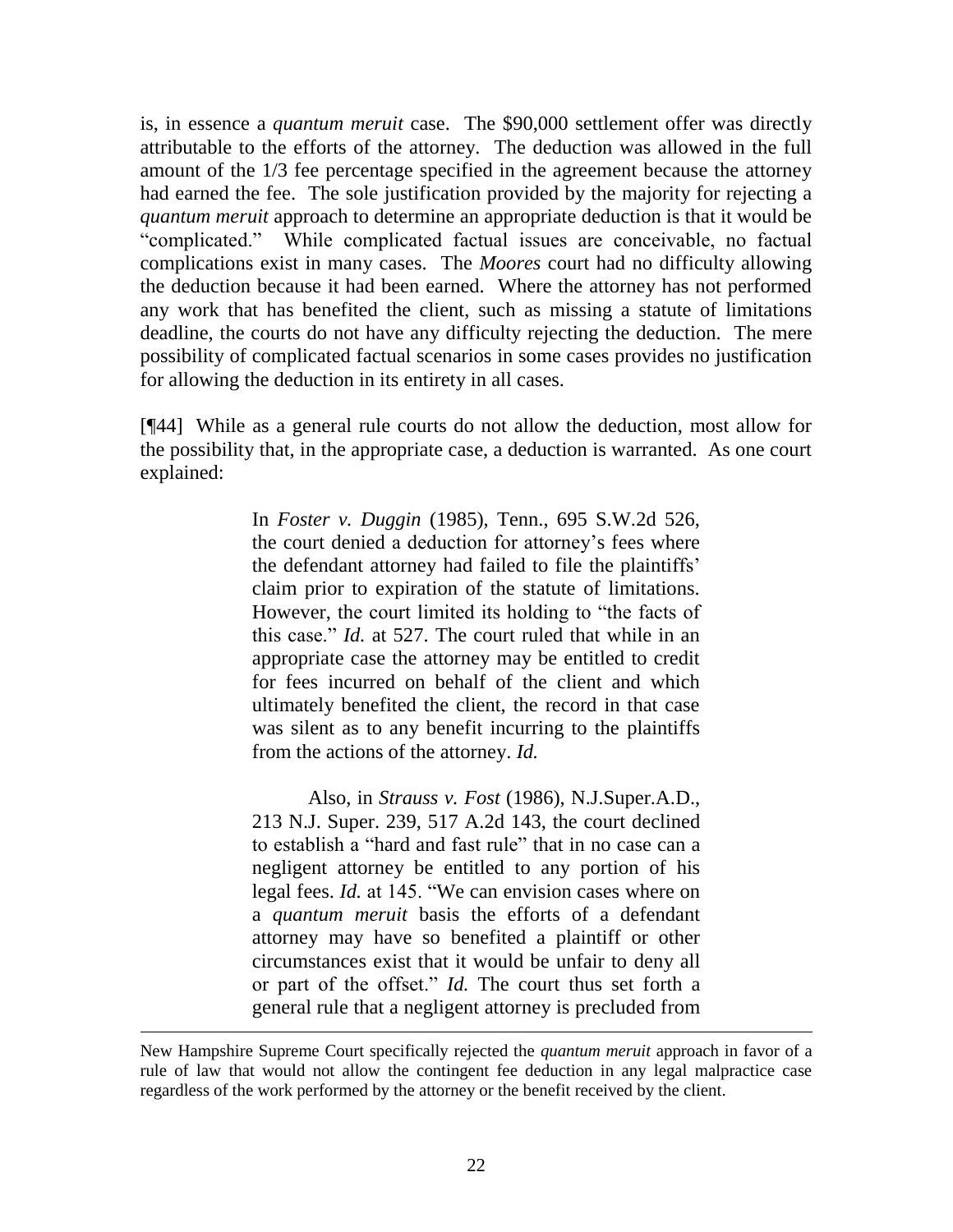is, in essence a *quantum meruit* case. The $90,000 settlement offer was directly attributable to the efforts of the attorney. The deduction was allowed in the full amount of the 1/3 fee percentage specified in the agreement because the attorney had earned the fee. The sole justification provided by the majority for rejecting a *quantum meruit* approach to determine an appropriate deduction is that it would be "complicated." While complicated factual issues are conceivable, no factual complications exist in many cases. The *Moores* court had no difficulty allowing the deduction because it had been earned. Where the attorney has not performed any work that has benefited the client, such as missing a statute of limitations deadline, the courts do not have any difficulty rejecting the deduction. The mere possibility of complicated factual scenarios in some cases provides no justification for allowing the deduction in its entirety in all cases.

[¶44] While as a general rule courts do not allow the deduction, most allow for the possibility that, in the appropriate case, a deduction is warranted. As one court explained:

> In *Foster v. Duggin* (1985), Tenn., 695 S.W.2d 526, the court denied a deduction for attorney's fees where the defendant attorney had failed to file the plaintiffs' claim prior to expiration of the statute of limitations. However, the court limited its holding to "the facts of this case." *Id.* at 527. The court ruled that while in an appropriate case the attorney may be entitled to credit for fees incurred on behalf of the client and which ultimately benefited the client, the record in that case was silent as to any benefit incurring to the plaintiffs from the actions of the attorney. *Id.*
>
> Also, in *Strauss v. Fost* (1986), N.J.Super.A.D., 213 N.J. Super. 239, 517 A.2d 143, the court declined to establish a "hard and fast rule" that in no case can a negligent attorney be entitled to any portion of his legal fees. *Id.* at 145. "We can envision cases where on a *quantum meruit* basis the efforts of a defendant attorney may have so benefited a plaintiff or other circumstances exist that it would be unfair to deny all or part of the offset." *Id.* The court thus set forth a general rule that a negligent attorney is precluded from

---

New Hampshire Supreme Court specifically rejected the *quantum meruit* approach in favor of a rule of law that would not allow the contingent fee deduction in any legal malpractice case regardless of the work performed by the attorney or the benefit received by the client.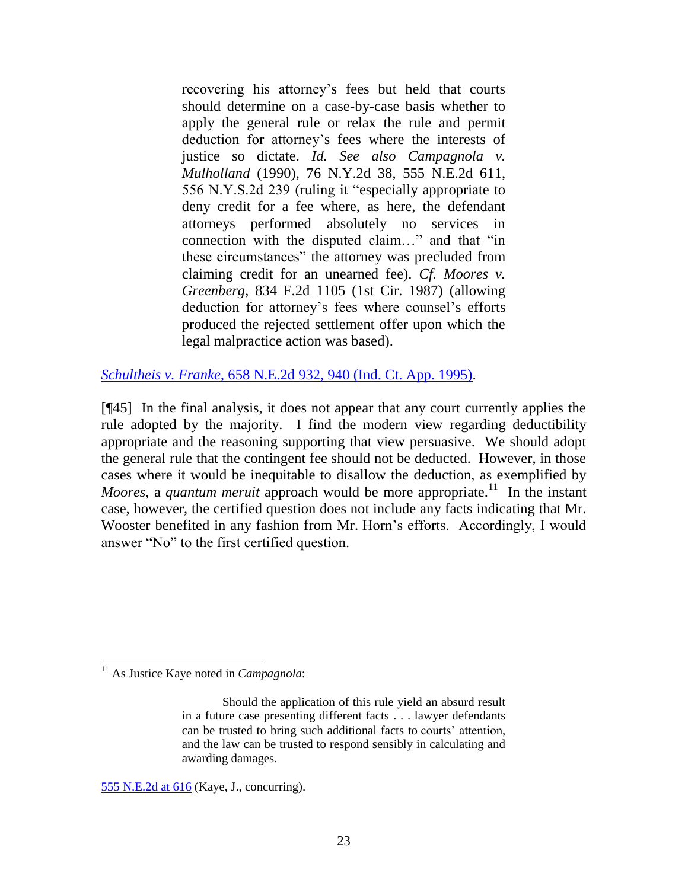> recovering his attorney's fees but held that courts should determine on a case-by-case basis whether to apply the general rule or relax the rule and permit deduction for attorney's fees where the interests of justice so dictate. *Id. See also Campagnola v. Mulholland* (1990), 76 N.Y.2d 38, 555 N.E.2d 611, 556 N.Y.S.2d 239 (ruling it "especially appropriate to deny credit for a fee where, as here, the defendant attorneys performed absolutely no services in connection with the disputed claim…" and that "in these circumstances" the attorney was precluded from claiming credit for an unearned fee). *Cf. Moores v. Greenberg*, 834 F.2d 1105 (1st Cir. 1987) (allowing deduction for attorney's fees where counsel's efforts produced the rejected settlement offer upon which the legal malpractice action was based).

*Schultheis v. Franke*, 658 N.E.2d 932, 940 (Ind. Ct. App. 1995).

[¶45] In the final analysis, it does not appear that any court currently applies the rule adopted by the majority. I find the modern view regarding deductibility appropriate and the reasoning supporting that view persuasive. We should adopt the general rule that the contingent fee should not be deducted. However, in those cases where it would be inequitable to disallow the deduction, as exemplified by *Moores*, a *quantum meruit* approach would be more appropriate.[11] In the instant case, however, the certified question does not include any facts indicating that Mr. Wooster benefited in any fashion from Mr. Horn's efforts. Accordingly, I would answer "No" to the first certified question.

---

[11] As Justice Kaye noted in *Campagnola*:

> Should the application of this rule yield an absurd result in a future case presenting different facts . . . lawyer defendants can be trusted to bring such additional facts to courts' attention, and the law can be trusted to respond sensibly in calculating and awarding damages.

555 N.E.2d at 616 (Kaye, J., concurring).